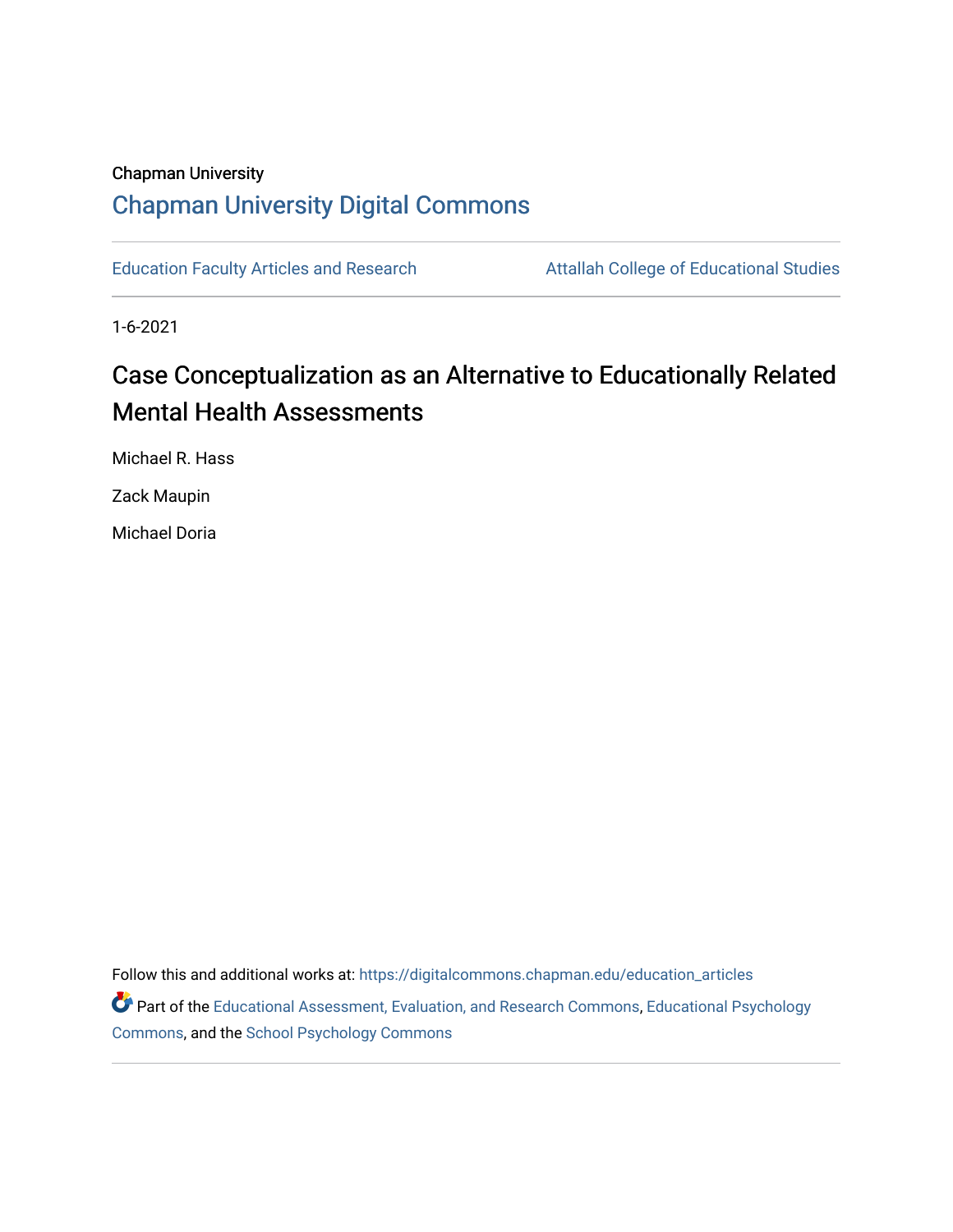Chapman University

## Chapman University Digital Commons

Education Faculty Articles and Research

Attallah College of Educational Studies

1-6-2021

# Case Conceptualization as an Alternative to Educationally Related Mental Health Assessments

Michael R. Hass

Zack Maupin

Michael Doria

Follow this and additional works at: https://digitalcommons.chapman.edu/education_articles

Part of the Educational Assessment, Evaluation, and Research Commons, Educational Psychology Commons, and the School Psychology Commons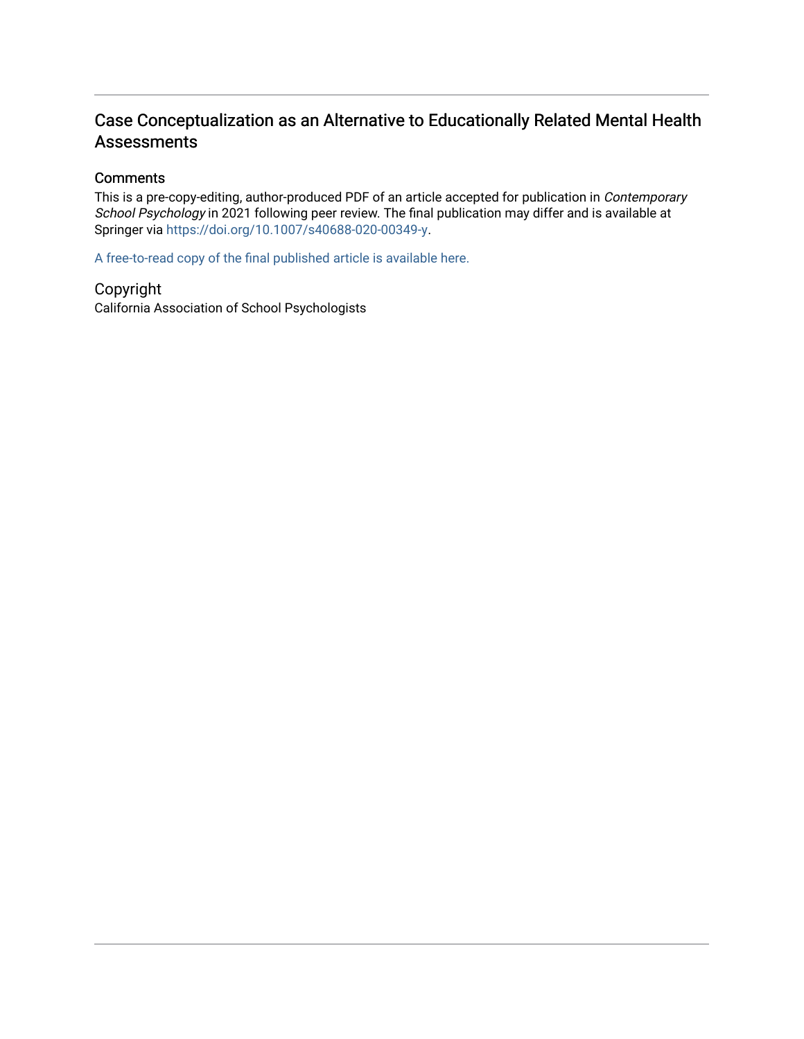# Case Conceptualization as an Alternative to Educationally Related Mental Health Assessments

## Comments

This is a pre-copy-editing, author-produced PDF of an article accepted for publication in *Contemporary School Psychology* in 2021 following peer review. The final publication may differ and is available at Springer via https://doi.org/10.1007/s40688-020-00349-y.

A free-to-read copy of the final published article is available here.

## Copyright

California Association of School Psychologists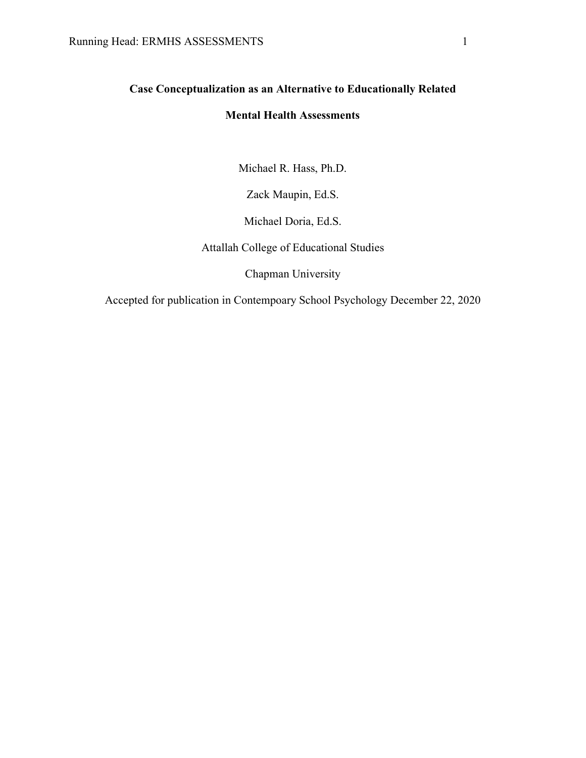**Case Conceptualization as an Alternative to Educationally Related Mental Health Assessments**

Michael R. Hass, Ph.D.

Zack Maupin, Ed.S.

Michael Doria, Ed.S.

Attallah College of Educational Studies

Chapman University

Accepted for publication in Contempoary School Psychology December 22, 2020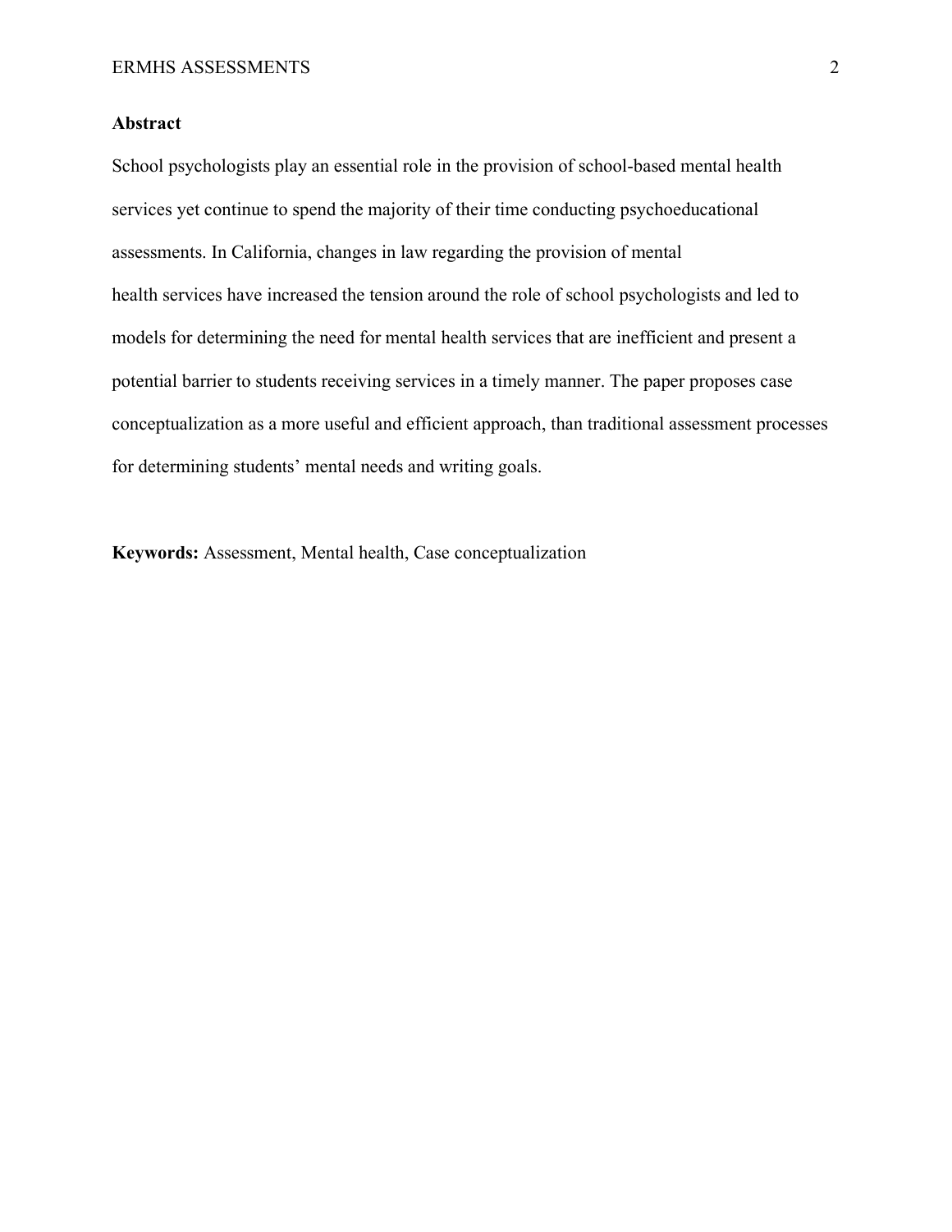## Abstract

School psychologists play an essential role in the provision of school-based mental health services yet continue to spend the majority of their time conducting psychoeducational assessments. In California, changes in law regarding the provision of mental health services have increased the tension around the role of school psychologists and led to models for determining the need for mental health services that are inefficient and present a potential barrier to students receiving services in a timely manner. The paper proposes case conceptualization as a more useful and efficient approach, than traditional assessment processes for determining students' mental needs and writing goals.

**Keywords:** Assessment, Mental health, Case conceptualization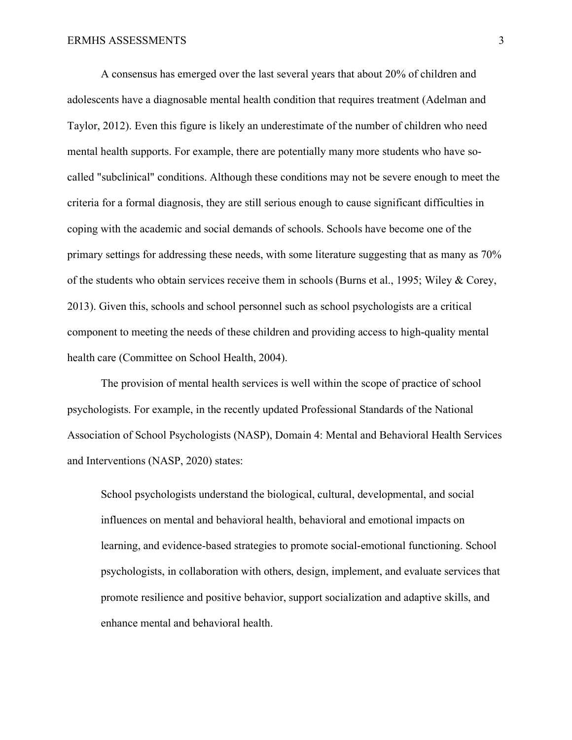A consensus has emerged over the last several years that about 20% of children and adolescents have a diagnosable mental health condition that requires treatment (Adelman and Taylor, 2012). Even this figure is likely an underestimate of the number of children who need mental health supports. For example, there are potentially many more students who have so-called "subclinical" conditions. Although these conditions may not be severe enough to meet the criteria for a formal diagnosis, they are still serious enough to cause significant difficulties in coping with the academic and social demands of schools. Schools have become one of the primary settings for addressing these needs, with some literature suggesting that as many as 70% of the students who obtain services receive them in schools (Burns et al., 1995; Wiley & Corey, 2013). Given this, schools and school personnel such as school psychologists are a critical component to meeting the needs of these children and providing access to high-quality mental health care (Committee on School Health, 2004).

The provision of mental health services is well within the scope of practice of school psychologists. For example, in the recently updated Professional Standards of the National Association of School Psychologists (NASP), Domain 4: Mental and Behavioral Health Services and Interventions (NASP, 2020) states:

> School psychologists understand the biological, cultural, developmental, and social influences on mental and behavioral health, behavioral and emotional impacts on learning, and evidence-based strategies to promote social-emotional functioning. School psychologists, in collaboration with others, design, implement, and evaluate services that promote resilience and positive behavior, support socialization and adaptive skills, and enhance mental and behavioral health.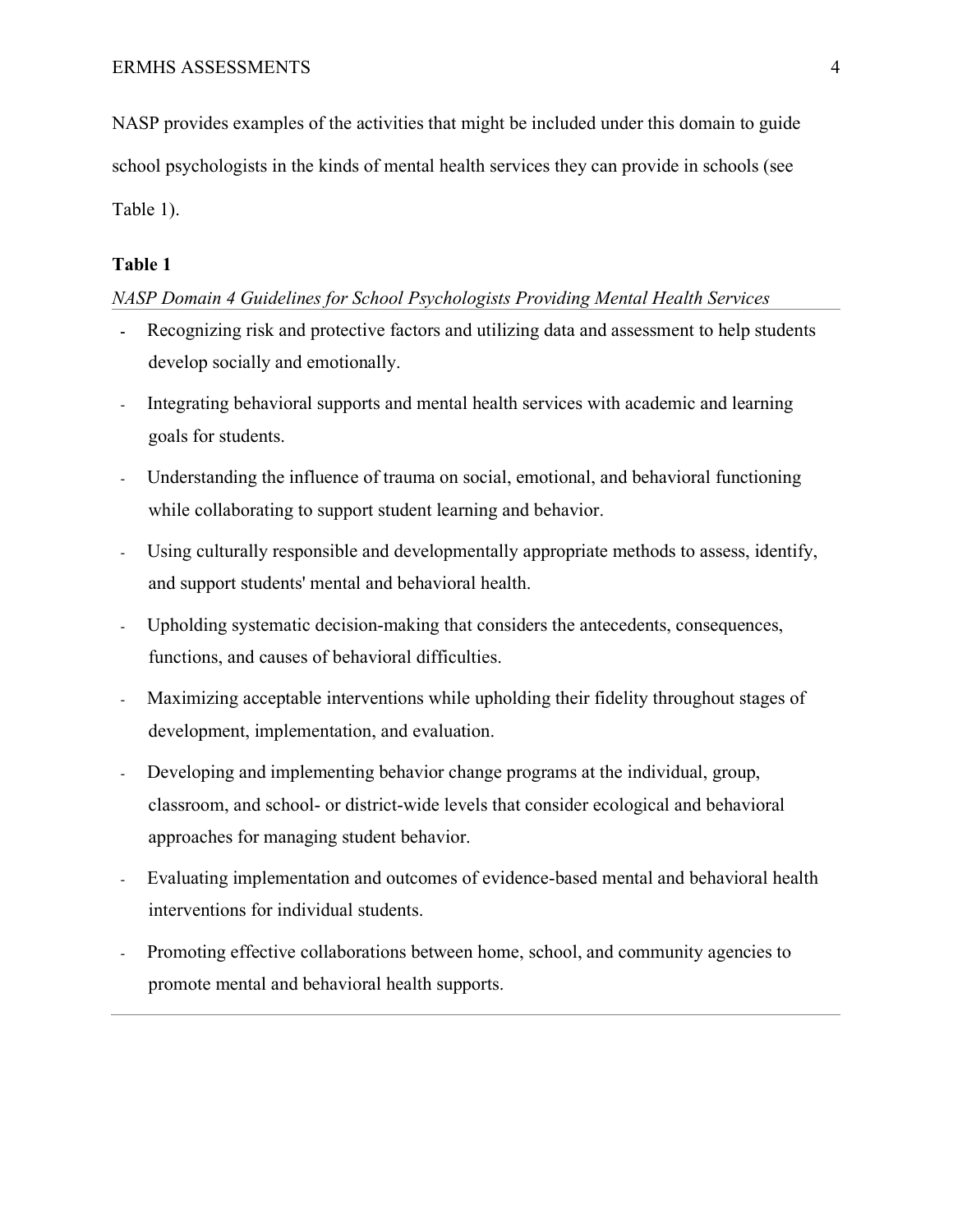NASP provides examples of the activities that might be included under this domain to guide school psychologists in the kinds of mental health services they can provide in schools (see Table 1).

**Table 1**

*NASP Domain 4 Guidelines for School Psychologists Providing Mental Health Services*

- Recognizing risk and protective factors and utilizing data and assessment to help students develop socially and emotionally.
- Integrating behavioral supports and mental health services with academic and learning goals for students.
- Understanding the influence of trauma on social, emotional, and behavioral functioning while collaborating to support student learning and behavior.
- Using culturally responsible and developmentally appropriate methods to assess, identify, and support students' mental and behavioral health.
- Upholding systematic decision-making that considers the antecedents, consequences, functions, and causes of behavioral difficulties.
- Maximizing acceptable interventions while upholding their fidelity throughout stages of development, implementation, and evaluation.
- Developing and implementing behavior change programs at the individual, group, classroom, and school- or district-wide levels that consider ecological and behavioral approaches for managing student behavior.
- Evaluating implementation and outcomes of evidence-based mental and behavioral health interventions for individual students.
- Promoting effective collaborations between home, school, and community agencies to promote mental and behavioral health supports.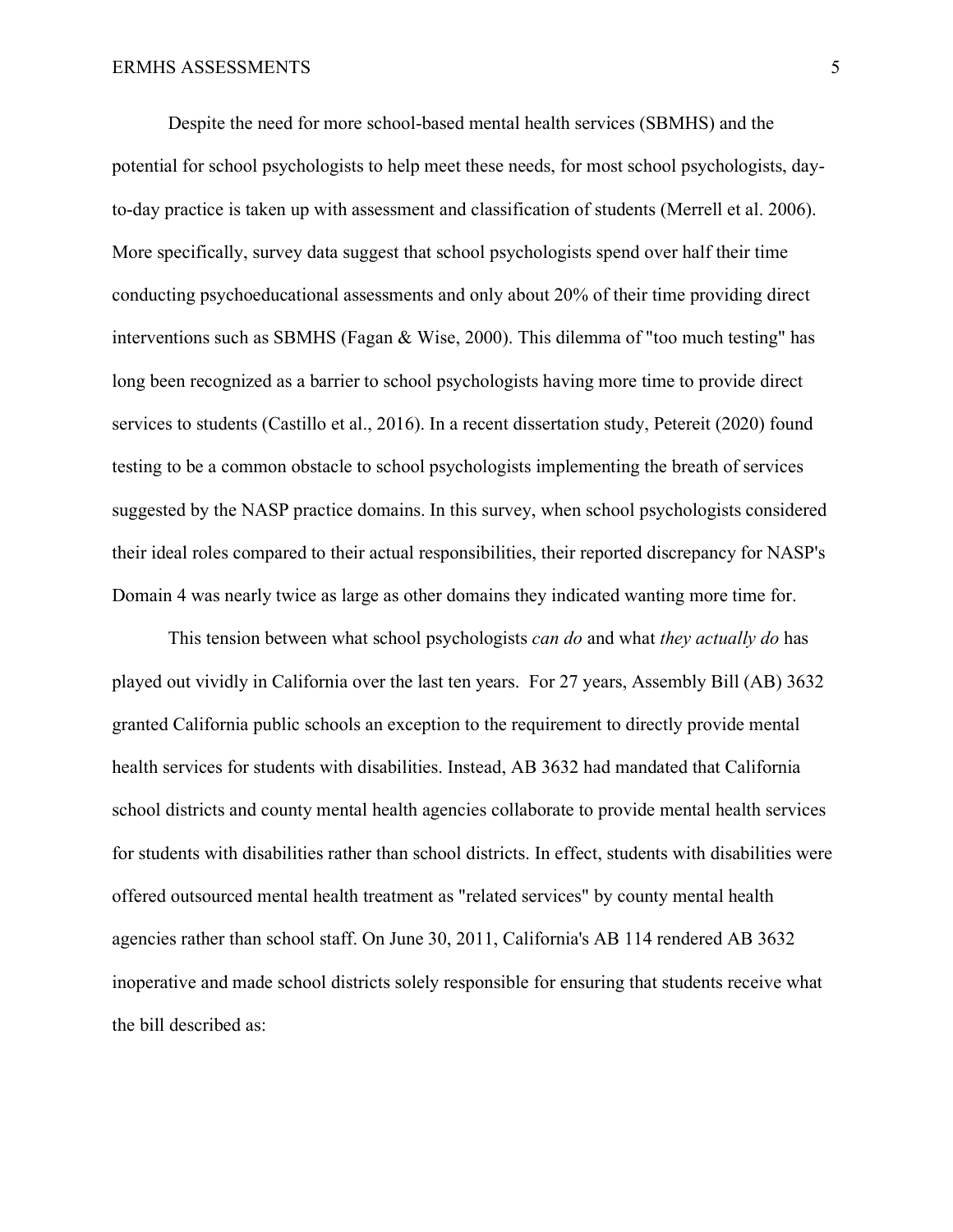Despite the need for more school-based mental health services (SBMHS) and the potential for school psychologists to help meet these needs, for most school psychologists, day-to-day practice is taken up with assessment and classification of students (Merrell et al. 2006). More specifically, survey data suggest that school psychologists spend over half their time conducting psychoeducational assessments and only about 20% of their time providing direct interventions such as SBMHS (Fagan & Wise, 2000). This dilemma of "too much testing" has long been recognized as a barrier to school psychologists having more time to provide direct services to students (Castillo et al., 2016). In a recent dissertation study, Petereit (2020) found testing to be a common obstacle to school psychologists implementing the breath of services suggested by the NASP practice domains. In this survey, when school psychologists considered their ideal roles compared to their actual responsibilities, their reported discrepancy for NASP's Domain 4 was nearly twice as large as other domains they indicated wanting more time for.

This tension between what school psychologists *can do* and what *they actually do* has played out vividly in California over the last ten years. For 27 years, Assembly Bill (AB) 3632 granted California public schools an exception to the requirement to directly provide mental health services for students with disabilities. Instead, AB 3632 had mandated that California school districts and county mental health agencies collaborate to provide mental health services for students with disabilities rather than school districts. In effect, students with disabilities were offered outsourced mental health treatment as "related services" by county mental health agencies rather than school staff. On June 30, 2011, California's AB 114 rendered AB 3632 inoperative and made school districts solely responsible for ensuring that students receive what the bill described as: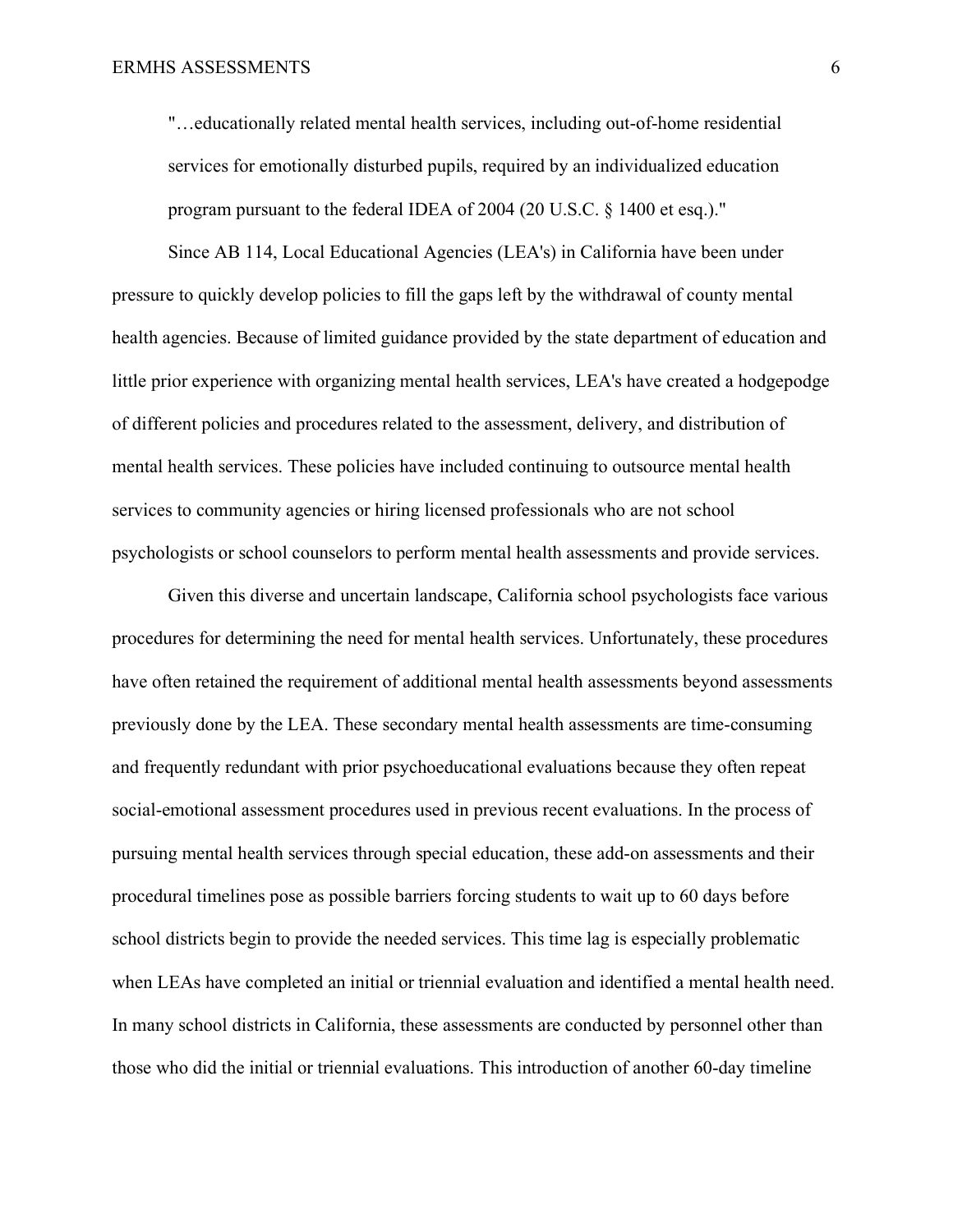> "…educationally related mental health services, including out-of-home residential services for emotionally disturbed pupils, required by an individualized education program pursuant to the federal IDEA of 2004 (20 U.S.C. § 1400 et esq.)."

Since AB 114, Local Educational Agencies (LEA's) in California have been under pressure to quickly develop policies to fill the gaps left by the withdrawal of county mental health agencies. Because of limited guidance provided by the state department of education and little prior experience with organizing mental health services, LEA's have created a hodgepodge of different policies and procedures related to the assessment, delivery, and distribution of mental health services. These policies have included continuing to outsource mental health services to community agencies or hiring licensed professionals who are not school psychologists or school counselors to perform mental health assessments and provide services.

Given this diverse and uncertain landscape, California school psychologists face various procedures for determining the need for mental health services. Unfortunately, these procedures have often retained the requirement of additional mental health assessments beyond assessments previously done by the LEA. These secondary mental health assessments are time-consuming and frequently redundant with prior psychoeducational evaluations because they often repeat social-emotional assessment procedures used in previous recent evaluations. In the process of pursuing mental health services through special education, these add-on assessments and their procedural timelines pose as possible barriers forcing students to wait up to 60 days before school districts begin to provide the needed services. This time lag is especially problematic when LEAs have completed an initial or triennial evaluation and identified a mental health need. In many school districts in California, these assessments are conducted by personnel other than those who did the initial or triennial evaluations. This introduction of another 60-day timeline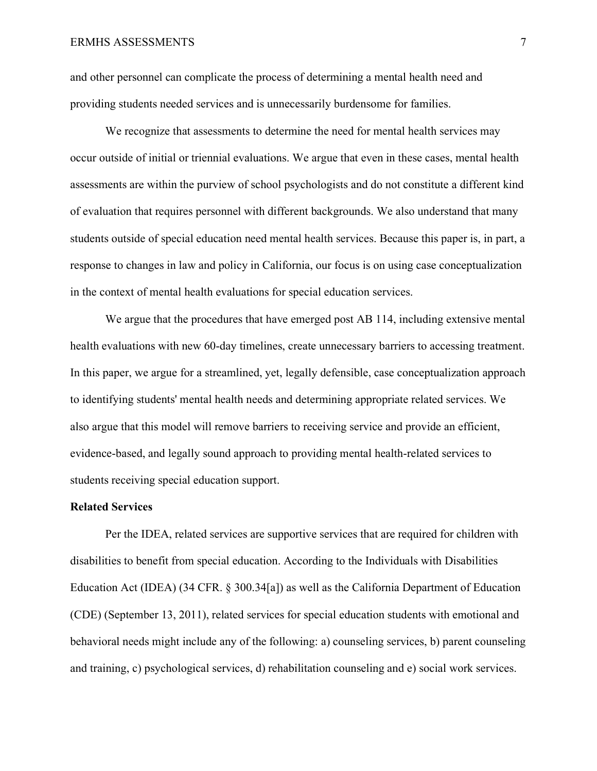and other personnel can complicate the process of determining a mental health need and providing students needed services and is unnecessarily burdensome for families.

We recognize that assessments to determine the need for mental health services may occur outside of initial or triennial evaluations. We argue that even in these cases, mental health assessments are within the purview of school psychologists and do not constitute a different kind of evaluation that requires personnel with different backgrounds. We also understand that many students outside of special education need mental health services. Because this paper is, in part, a response to changes in law and policy in California, our focus is on using case conceptualization in the context of mental health evaluations for special education services.

We argue that the procedures that have emerged post AB 114, including extensive mental health evaluations with new 60-day timelines, create unnecessary barriers to accessing treatment. In this paper, we argue for a streamlined, yet, legally defensible, case conceptualization approach to identifying students' mental health needs and determining appropriate related services. We also argue that this model will remove barriers to receiving service and provide an efficient, evidence-based, and legally sound approach to providing mental health-related services to students receiving special education support.

**Related Services**

Per the IDEA, related services are supportive services that are required for children with disabilities to benefit from special education. According to the Individuals with Disabilities Education Act (IDEA) (34 CFR. § 300.34[a]) as well as the California Department of Education (CDE) (September 13, 2011), related services for special education students with emotional and behavioral needs might include any of the following: a) counseling services, b) parent counseling and training, c) psychological services, d) rehabilitation counseling and e) social work services.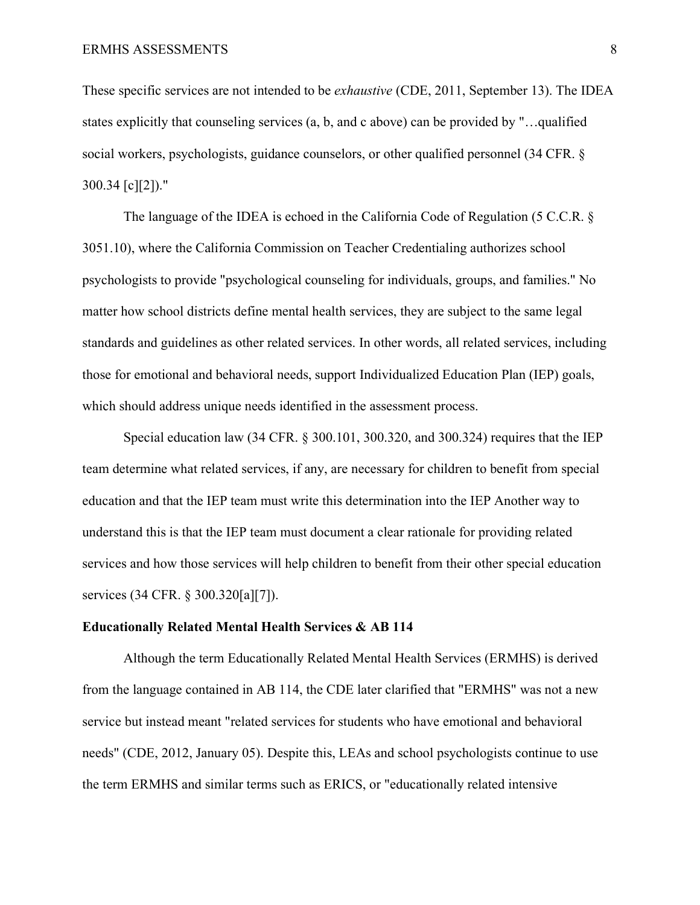These specific services are not intended to be *exhaustive* (CDE, 2011, September 13). The IDEA states explicitly that counseling services (a, b, and c above) can be provided by "…qualified social workers, psychologists, guidance counselors, or other qualified personnel (34 CFR. § 300.34 [c][2])."

The language of the IDEA is echoed in the California Code of Regulation (5 C.C.R. § 3051.10), where the California Commission on Teacher Credentialing authorizes school psychologists to provide "psychological counseling for individuals, groups, and families." No matter how school districts define mental health services, they are subject to the same legal standards and guidelines as other related services. In other words, all related services, including those for emotional and behavioral needs, support Individualized Education Plan (IEP) goals, which should address unique needs identified in the assessment process.

Special education law (34 CFR. § 300.101, 300.320, and 300.324) requires that the IEP team determine what related services, if any, are necessary for children to benefit from special education and that the IEP team must write this determination into the IEP Another way to understand this is that the IEP team must document a clear rationale for providing related services and how those services will help children to benefit from their other special education services (34 CFR. § 300.320[a][7]).

**Educationally Related Mental Health Services & AB 114**

Although the term Educationally Related Mental Health Services (ERMHS) is derived from the language contained in AB 114, the CDE later clarified that "ERMHS" was not a new service but instead meant "related services for students who have emotional and behavioral needs" (CDE, 2012, January 05). Despite this, LEAs and school psychologists continue to use the term ERMHS and similar terms such as ERICS, or "educationally related intensive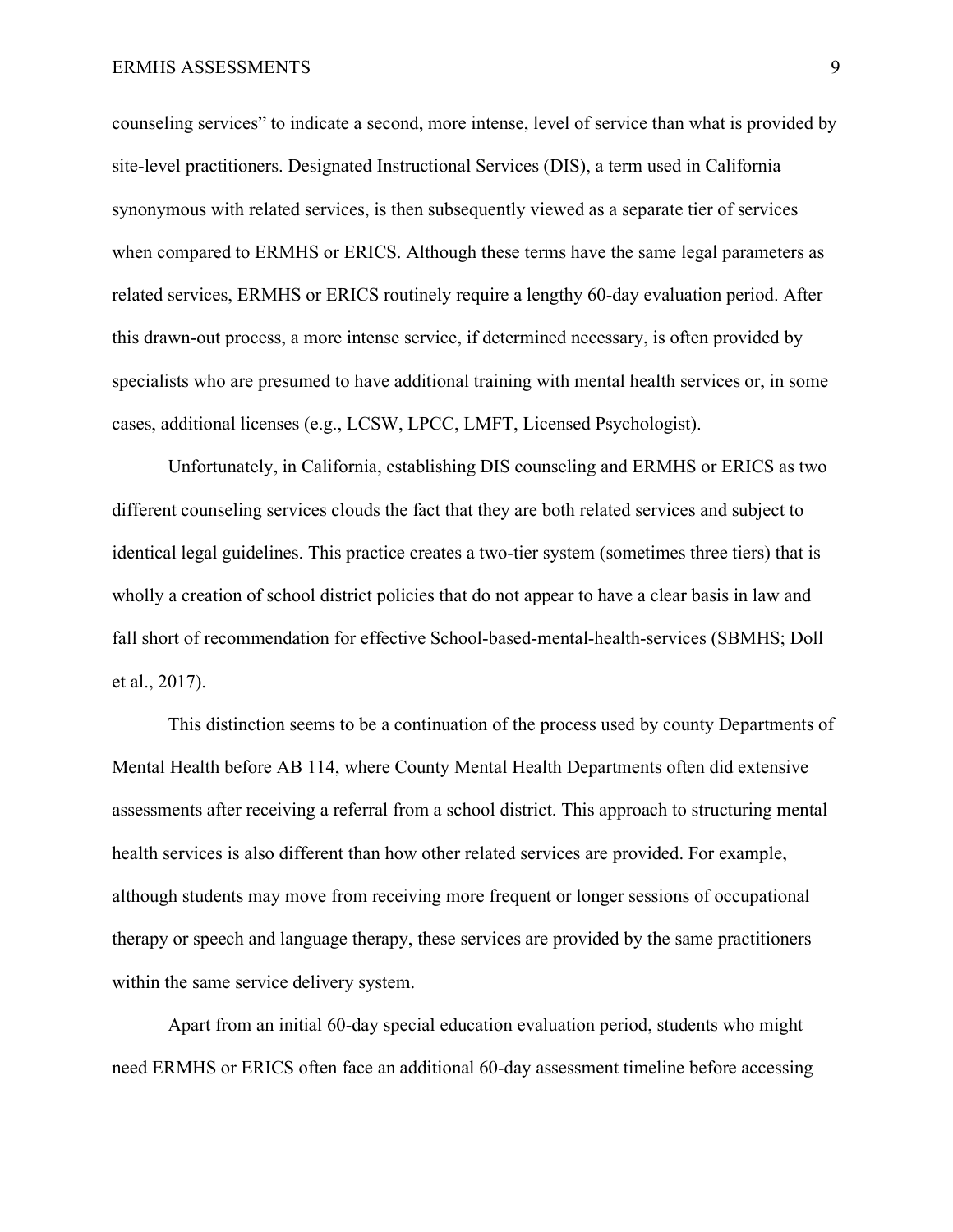counseling services" to indicate a second, more intense, level of service than what is provided by site-level practitioners. Designated Instructional Services (DIS), a term used in California synonymous with related services, is then subsequently viewed as a separate tier of services when compared to ERMHS or ERICS. Although these terms have the same legal parameters as related services, ERMHS or ERICS routinely require a lengthy 60-day evaluation period. After this drawn-out process, a more intense service, if determined necessary, is often provided by specialists who are presumed to have additional training with mental health services or, in some cases, additional licenses (e.g., LCSW, LPCC, LMFT, Licensed Psychologist).

Unfortunately, in California, establishing DIS counseling and ERMHS or ERICS as two different counseling services clouds the fact that they are both related services and subject to identical legal guidelines. This practice creates a two-tier system (sometimes three tiers) that is wholly a creation of school district policies that do not appear to have a clear basis in law and fall short of recommendation for effective School-based-mental-health-services (SBMHS; Doll et al., 2017).

This distinction seems to be a continuation of the process used by county Departments of Mental Health before AB 114, where County Mental Health Departments often did extensive assessments after receiving a referral from a school district. This approach to structuring mental health services is also different than how other related services are provided. For example, although students may move from receiving more frequent or longer sessions of occupational therapy or speech and language therapy, these services are provided by the same practitioners within the same service delivery system.

Apart from an initial 60-day special education evaluation period, students who might need ERMHS or ERICS often face an additional 60-day assessment timeline before accessing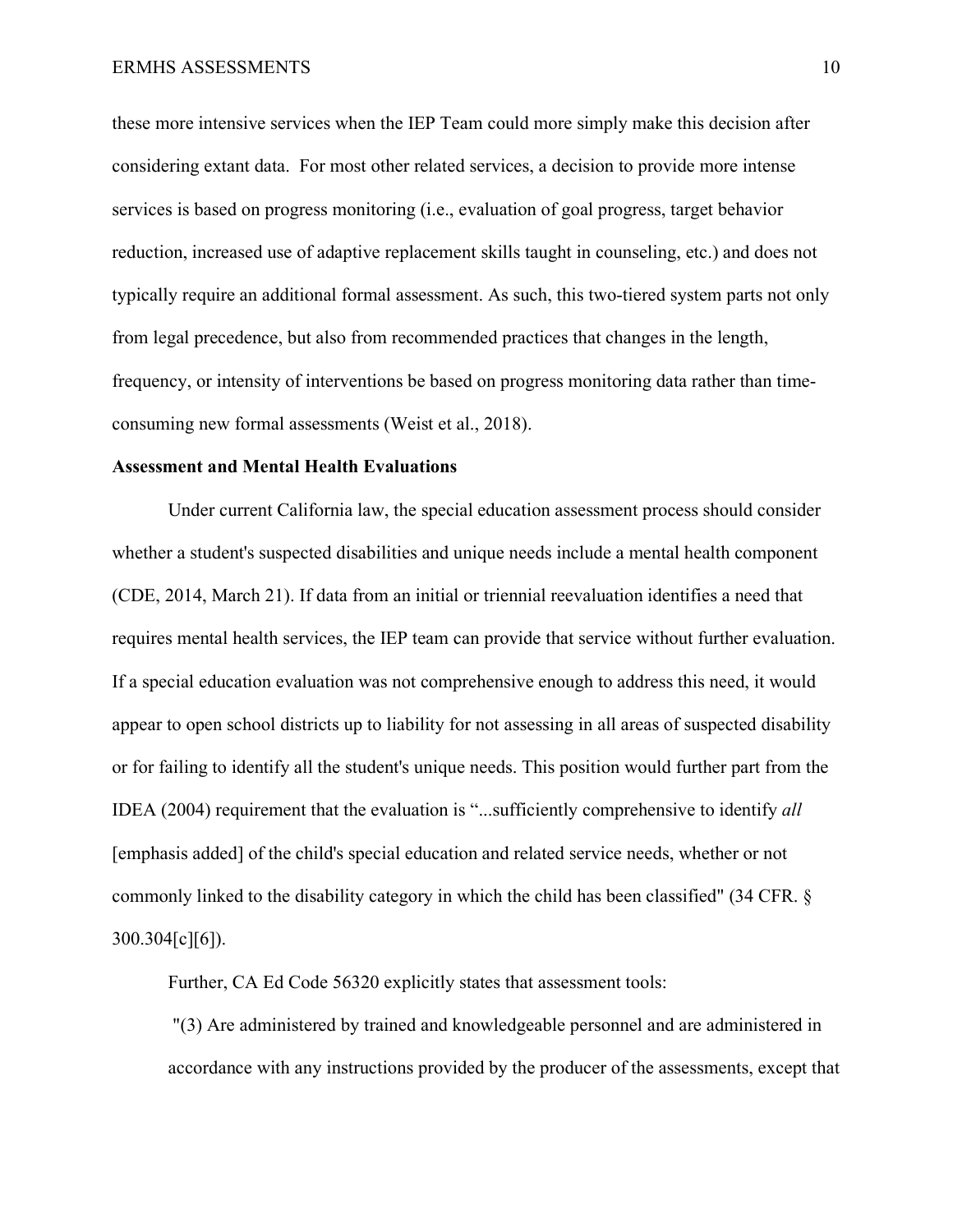these more intensive services when the IEP Team could more simply make this decision after considering extant data. For most other related services, a decision to provide more intense services is based on progress monitoring (i.e., evaluation of goal progress, target behavior reduction, increased use of adaptive replacement skills taught in counseling, etc.) and does not typically require an additional formal assessment. As such, this two-tiered system parts not only from legal precedence, but also from recommended practices that changes in the length, frequency, or intensity of interventions be based on progress monitoring data rather than time-consuming new formal assessments (Weist et al., 2018).

**Assessment and Mental Health Evaluations**

Under current California law, the special education assessment process should consider whether a student's suspected disabilities and unique needs include a mental health component (CDE, 2014, March 21). If data from an initial or triennial reevaluation identifies a need that requires mental health services, the IEP team can provide that service without further evaluation. If a special education evaluation was not comprehensive enough to address this need, it would appear to open school districts up to liability for not assessing in all areas of suspected disability or for failing to identify all the student's unique needs. This position would further part from the IDEA (2004) requirement that the evaluation is "...sufficiently comprehensive to identify *all* [emphasis added] of the child's special education and related service needs, whether or not commonly linked to the disability category in which the child has been classified" (34 CFR. § 300.304[c][6]).

Further, CA Ed Code 56320 explicitly states that assessment tools:

> "(3) Are administered by trained and knowledgeable personnel and are administered in accordance with any instructions provided by the producer of the assessments, except that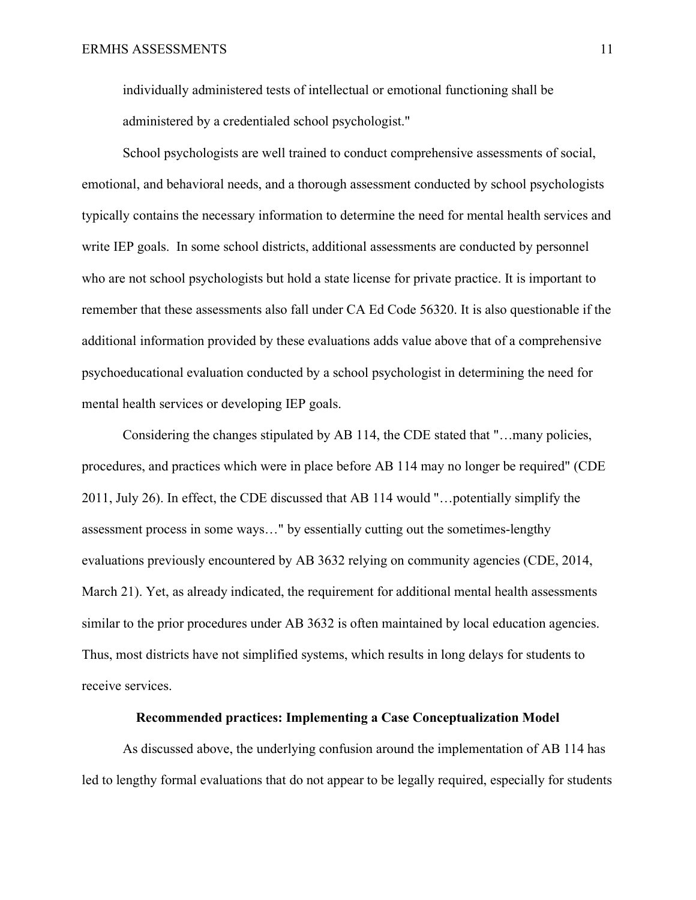individually administered tests of intellectual or emotional functioning shall be administered by a credentialed school psychologist."

School psychologists are well trained to conduct comprehensive assessments of social, emotional, and behavioral needs, and a thorough assessment conducted by school psychologists typically contains the necessary information to determine the need for mental health services and write IEP goals. In some school districts, additional assessments are conducted by personnel who are not school psychologists but hold a state license for private practice. It is important to remember that these assessments also fall under CA Ed Code 56320. It is also questionable if the additional information provided by these evaluations adds value above that of a comprehensive psychoeducational evaluation conducted by a school psychologist in determining the need for mental health services or developing IEP goals.

Considering the changes stipulated by AB 114, the CDE stated that "…many policies, procedures, and practices which were in place before AB 114 may no longer be required" (CDE 2011, July 26). In effect, the CDE discussed that AB 114 would "…potentially simplify the assessment process in some ways…" by essentially cutting out the sometimes-lengthy evaluations previously encountered by AB 3632 relying on community agencies (CDE, 2014, March 21). Yet, as already indicated, the requirement for additional mental health assessments similar to the prior procedures under AB 3632 is often maintained by local education agencies. Thus, most districts have not simplified systems, which results in long delays for students to receive services.

## Recommended practices: Implementing a Case Conceptualization Model

As discussed above, the underlying confusion around the implementation of AB 114 has led to lengthy formal evaluations that do not appear to be legally required, especially for students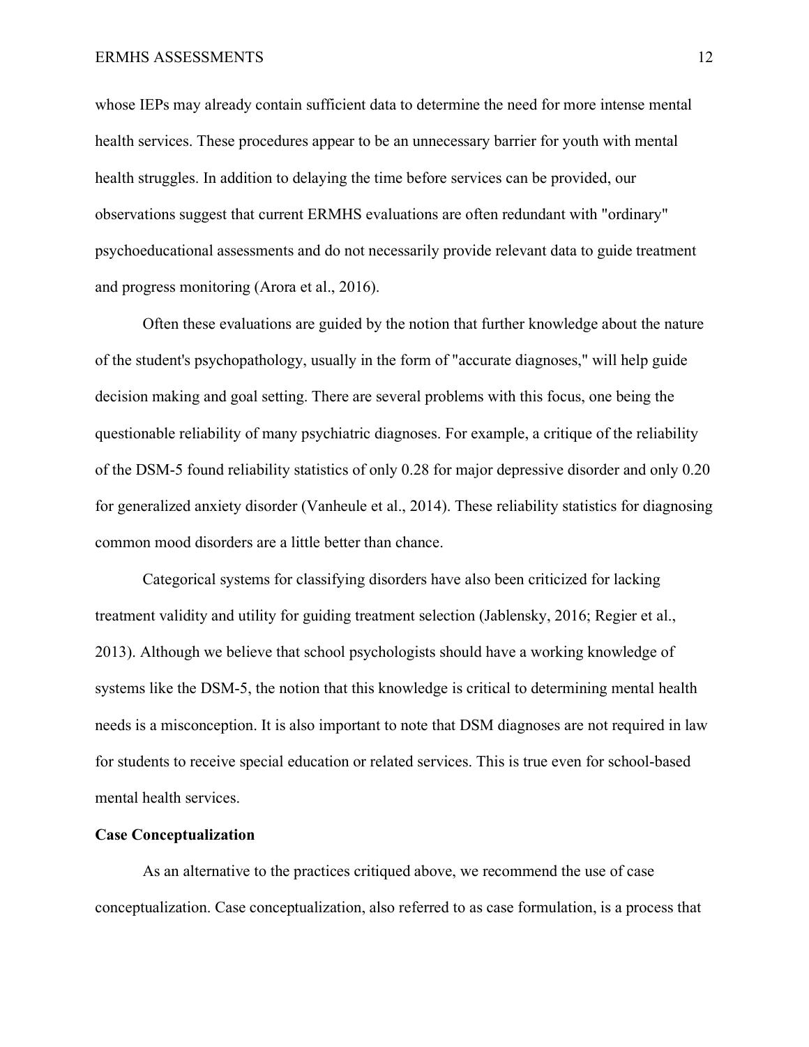whose IEPs may already contain sufficient data to determine the need for more intense mental health services. These procedures appear to be an unnecessary barrier for youth with mental health struggles. In addition to delaying the time before services can be provided, our observations suggest that current ERMHS evaluations are often redundant with "ordinary" psychoeducational assessments and do not necessarily provide relevant data to guide treatment and progress monitoring (Arora et al., 2016).

Often these evaluations are guided by the notion that further knowledge about the nature of the student's psychopathology, usually in the form of "accurate diagnoses," will help guide decision making and goal setting. There are several problems with this focus, one being the questionable reliability of many psychiatric diagnoses. For example, a critique of the reliability of the DSM-5 found reliability statistics of only 0.28 for major depressive disorder and only 0.20 for generalized anxiety disorder (Vanheule et al., 2014). These reliability statistics for diagnosing common mood disorders are a little better than chance.

Categorical systems for classifying disorders have also been criticized for lacking treatment validity and utility for guiding treatment selection (Jablensky, 2016; Regier et al., 2013). Although we believe that school psychologists should have a working knowledge of systems like the DSM-5, the notion that this knowledge is critical to determining mental health needs is a misconception. It is also important to note that DSM diagnoses are not required in law for students to receive special education or related services. This is true even for school-based mental health services.

## Case Conceptualization

As an alternative to the practices critiqued above, we recommend the use of case conceptualization. Case conceptualization, also referred to as case formulation, is a process that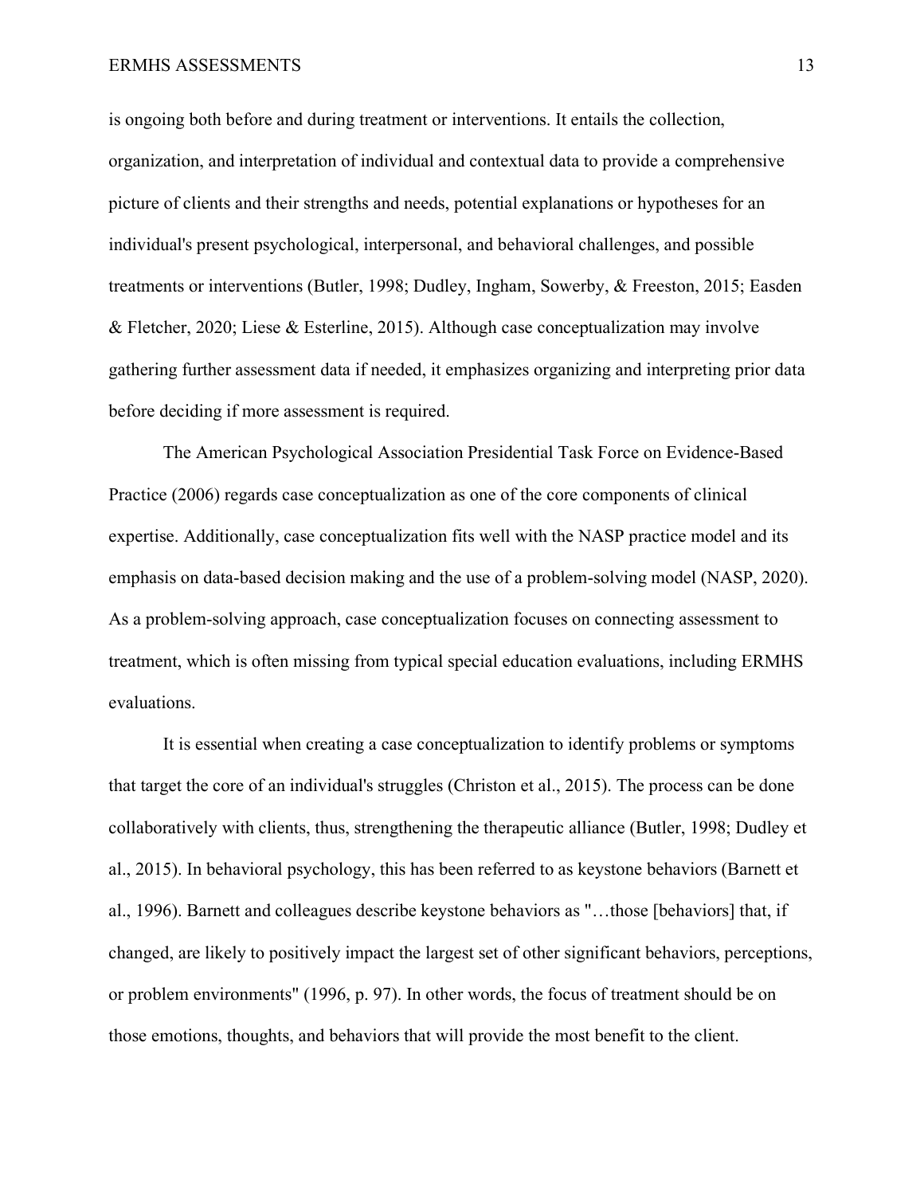is ongoing both before and during treatment or interventions. It entails the collection, organization, and interpretation of individual and contextual data to provide a comprehensive picture of clients and their strengths and needs, potential explanations or hypotheses for an individual's present psychological, interpersonal, and behavioral challenges, and possible treatments or interventions (Butler, 1998; Dudley, Ingham, Sowerby, & Freeston, 2015; Easden & Fletcher, 2020; Liese & Esterline, 2015). Although case conceptualization may involve gathering further assessment data if needed, it emphasizes organizing and interpreting prior data before deciding if more assessment is required.

The American Psychological Association Presidential Task Force on Evidence-Based Practice (2006) regards case conceptualization as one of the core components of clinical expertise. Additionally, case conceptualization fits well with the NASP practice model and its emphasis on data-based decision making and the use of a problem-solving model (NASP, 2020). As a problem-solving approach, case conceptualization focuses on connecting assessment to treatment, which is often missing from typical special education evaluations, including ERMHS evaluations.

It is essential when creating a case conceptualization to identify problems or symptoms that target the core of an individual's struggles (Christon et al., 2015). The process can be done collaboratively with clients, thus, strengthening the therapeutic alliance (Butler, 1998; Dudley et al., 2015). In behavioral psychology, this has been referred to as keystone behaviors (Barnett et al., 1996). Barnett and colleagues describe keystone behaviors as "…those [behaviors] that, if changed, are likely to positively impact the largest set of other significant behaviors, perceptions, or problem environments" (1996, p. 97). In other words, the focus of treatment should be on those emotions, thoughts, and behaviors that will provide the most benefit to the client.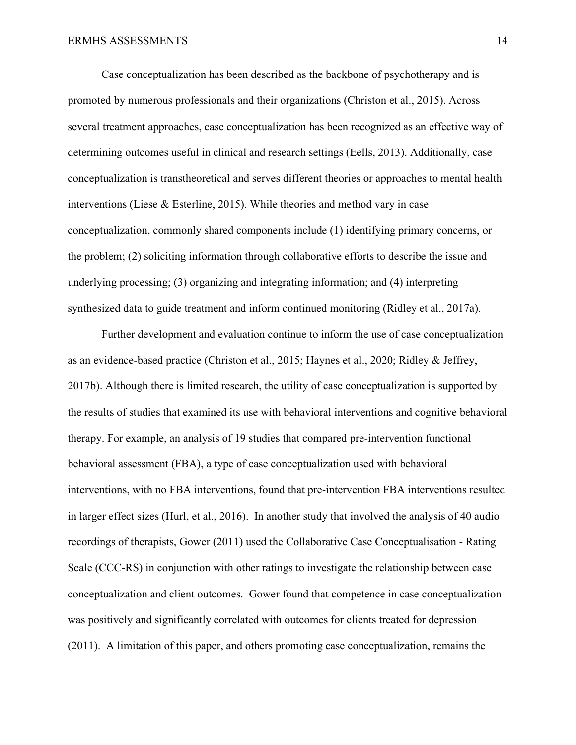Case conceptualization has been described as the backbone of psychotherapy and is promoted by numerous professionals and their organizations (Christon et al., 2015). Across several treatment approaches, case conceptualization has been recognized as an effective way of determining outcomes useful in clinical and research settings (Eells, 2013). Additionally, case conceptualization is transtheoretical and serves different theories or approaches to mental health interventions (Liese & Esterline, 2015). While theories and method vary in case conceptualization, commonly shared components include (1) identifying primary concerns, or the problem; (2) soliciting information through collaborative efforts to describe the issue and underlying processing; (3) organizing and integrating information; and (4) interpreting synthesized data to guide treatment and inform continued monitoring (Ridley et al., 2017a).

Further development and evaluation continue to inform the use of case conceptualization as an evidence-based practice (Christon et al., 2015; Haynes et al., 2020; Ridley & Jeffrey, 2017b). Although there is limited research, the utility of case conceptualization is supported by the results of studies that examined its use with behavioral interventions and cognitive behavioral therapy. For example, an analysis of 19 studies that compared pre-intervention functional behavioral assessment (FBA), a type of case conceptualization used with behavioral interventions, with no FBA interventions, found that pre-intervention FBA interventions resulted in larger effect sizes (Hurl, et al., 2016). In another study that involved the analysis of 40 audio recordings of therapists, Gower (2011) used the Collaborative Case Conceptualisation - Rating Scale (CCC-RS) in conjunction with other ratings to investigate the relationship between case conceptualization and client outcomes. Gower found that competence in case conceptualization was positively and significantly correlated with outcomes for clients treated for depression (2011). A limitation of this paper, and others promoting case conceptualization, remains the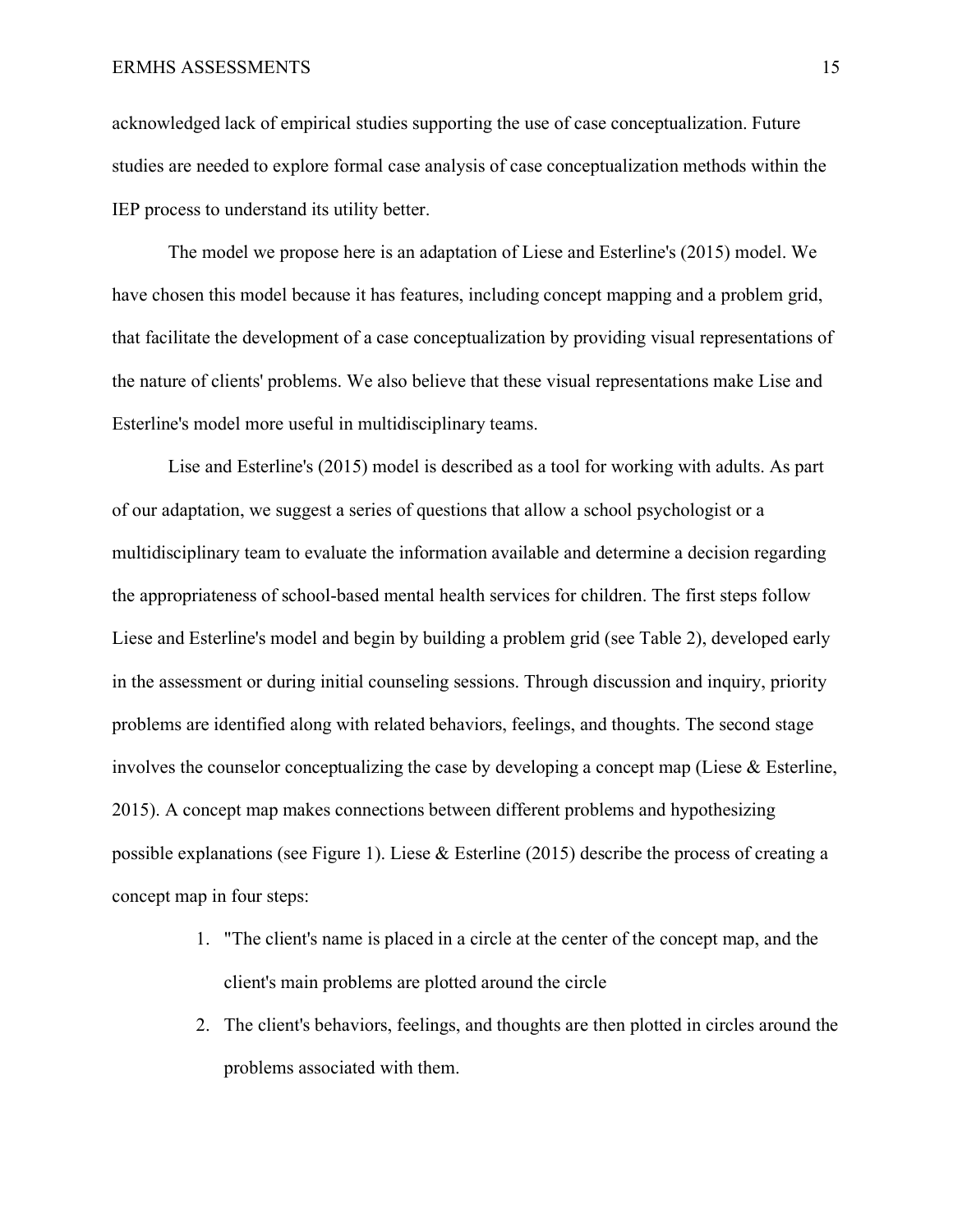acknowledged lack of empirical studies supporting the use of case conceptualization. Future studies are needed to explore formal case analysis of case conceptualization methods within the IEP process to understand its utility better.

The model we propose here is an adaptation of Liese and Esterline's (2015) model. We have chosen this model because it has features, including concept mapping and a problem grid, that facilitate the development of a case conceptualization by providing visual representations of the nature of clients' problems. We also believe that these visual representations make Lise and Esterline's model more useful in multidisciplinary teams.

Lise and Esterline's (2015) model is described as a tool for working with adults. As part of our adaptation, we suggest a series of questions that allow a school psychologist or a multidisciplinary team to evaluate the information available and determine a decision regarding the appropriateness of school-based mental health services for children. The first steps follow Liese and Esterline's model and begin by building a problem grid (see Table 2), developed early in the assessment or during initial counseling sessions. Through discussion and inquiry, priority problems are identified along with related behaviors, feelings, and thoughts. The second stage involves the counselor conceptualizing the case by developing a concept map (Liese & Esterline, 2015). A concept map makes connections between different problems and hypothesizing possible explanations (see Figure 1). Liese & Esterline (2015) describe the process of creating a concept map in four steps:

1. "The client's name is placed in a circle at the center of the concept map, and the client's main problems are plotted around the circle
2. The client's behaviors, feelings, and thoughts are then plotted in circles around the problems associated with them.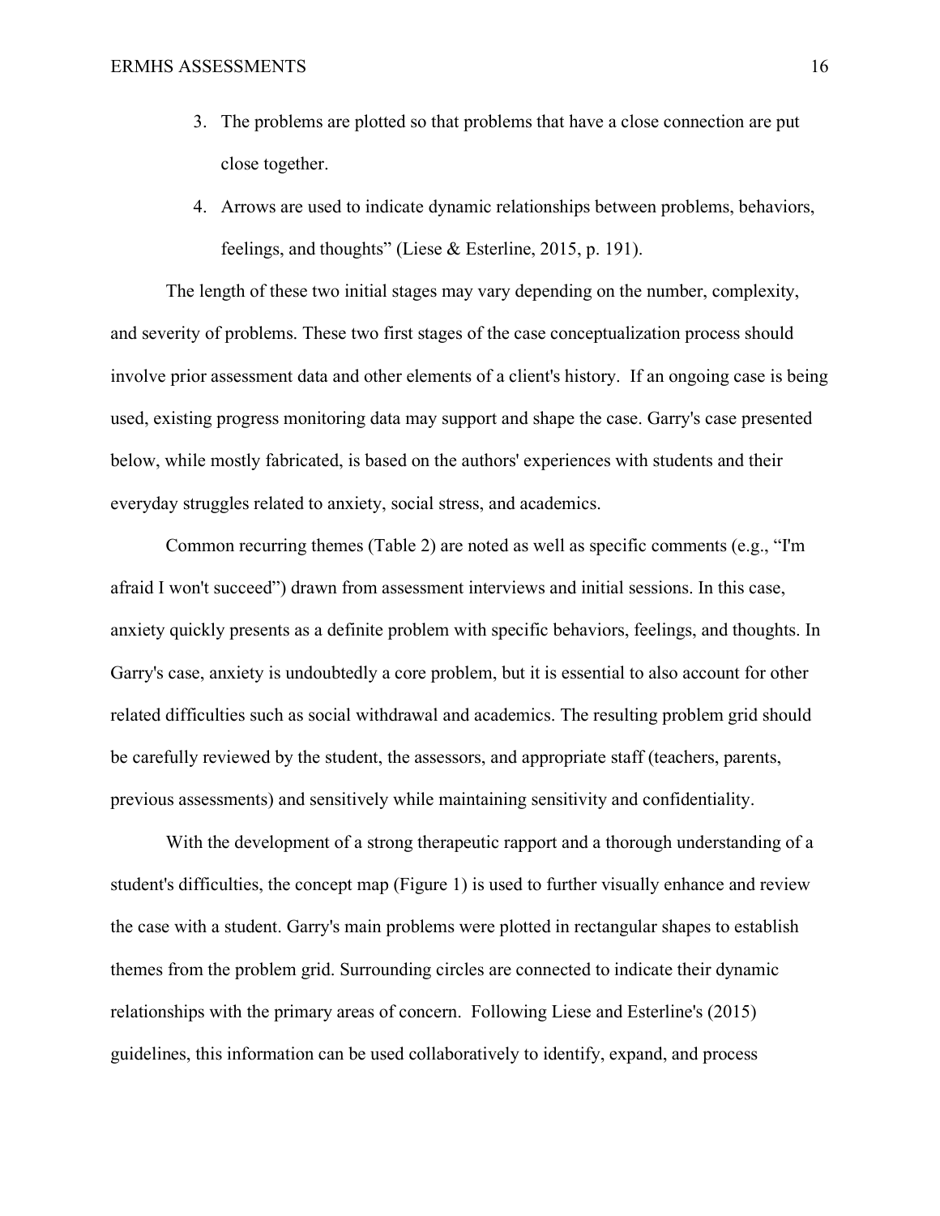3. The problems are plotted so that problems that have a close connection are put close together.
4. Arrows are used to indicate dynamic relationships between problems, behaviors, feelings, and thoughts" (Liese & Esterline, 2015, p. 191).

The length of these two initial stages may vary depending on the number, complexity, and severity of problems. These two first stages of the case conceptualization process should involve prior assessment data and other elements of a client's history. If an ongoing case is being used, existing progress monitoring data may support and shape the case. Garry's case presented below, while mostly fabricated, is based on the authors' experiences with students and their everyday struggles related to anxiety, social stress, and academics.

Common recurring themes (Table 2) are noted as well as specific comments (e.g., "I'm afraid I won't succeed") drawn from assessment interviews and initial sessions. In this case, anxiety quickly presents as a definite problem with specific behaviors, feelings, and thoughts. In Garry's case, anxiety is undoubtedly a core problem, but it is essential to also account for other related difficulties such as social withdrawal and academics. The resulting problem grid should be carefully reviewed by the student, the assessors, and appropriate staff (teachers, parents, previous assessments) and sensitively while maintaining sensitivity and confidentiality.

With the development of a strong therapeutic rapport and a thorough understanding of a student's difficulties, the concept map (Figure 1) is used to further visually enhance and review the case with a student. Garry's main problems were plotted in rectangular shapes to establish themes from the problem grid. Surrounding circles are connected to indicate their dynamic relationships with the primary areas of concern. Following Liese and Esterline's (2015) guidelines, this information can be used collaboratively to identify, expand, and process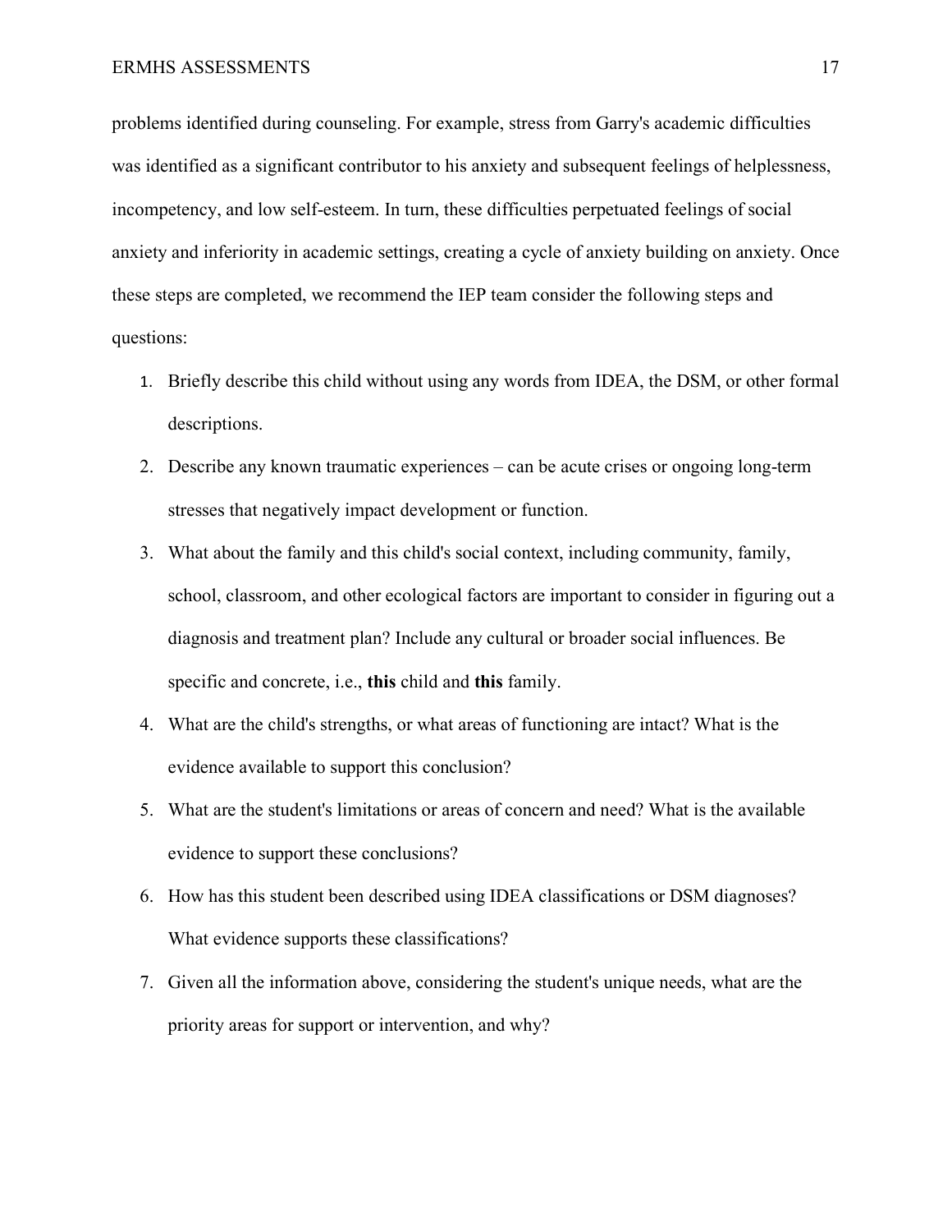problems identified during counseling. For example, stress from Garry's academic difficulties was identified as a significant contributor to his anxiety and subsequent feelings of helplessness, incompetency, and low self-esteem. In turn, these difficulties perpetuated feelings of social anxiety and inferiority in academic settings, creating a cycle of anxiety building on anxiety. Once these steps are completed, we recommend the IEP team consider the following steps and questions:

1. Briefly describe this child without using any words from IDEA, the DSM, or other formal descriptions.
2. Describe any known traumatic experiences – can be acute crises or ongoing long-term stresses that negatively impact development or function.
3. What about the family and this child's social context, including community, family, school, classroom, and other ecological factors are important to consider in figuring out a diagnosis and treatment plan? Include any cultural or broader social influences. Be specific and concrete, i.e., **this** child and **this** family.
4. What are the child's strengths, or what areas of functioning are intact? What is the evidence available to support this conclusion?
5. What are the student's limitations or areas of concern and need? What is the available evidence to support these conclusions?
6. How has this student been described using IDEA classifications or DSM diagnoses? What evidence supports these classifications?
7. Given all the information above, considering the student's unique needs, what are the priority areas for support or intervention, and why?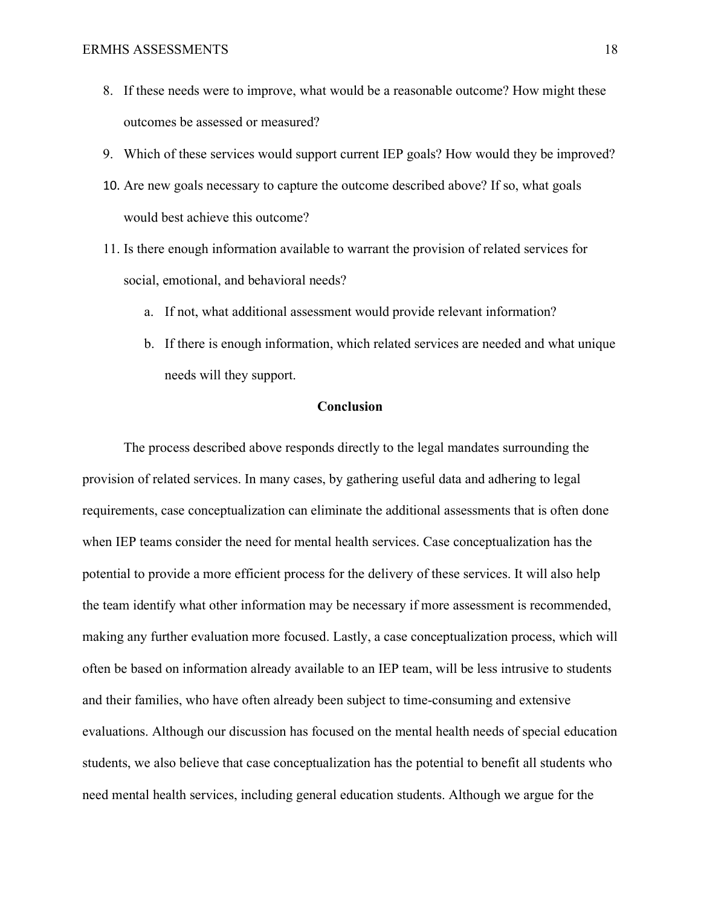8. If these needs were to improve, what would be a reasonable outcome? How might these outcomes be assessed or measured?
9. Which of these services would support current IEP goals? How would they be improved?
10. Are new goals necessary to capture the outcome described above? If so, what goals would best achieve this outcome?
11. Is there enough information available to warrant the provision of related services for social, emotional, and behavioral needs?
    a. If not, what additional assessment would provide relevant information?
    b. If there is enough information, which related services are needed and what unique needs will they support.

## Conclusion

The process described above responds directly to the legal mandates surrounding the provision of related services. In many cases, by gathering useful data and adhering to legal requirements, case conceptualization can eliminate the additional assessments that is often done when IEP teams consider the need for mental health services. Case conceptualization has the potential to provide a more efficient process for the delivery of these services. It will also help the team identify what other information may be necessary if more assessment is recommended, making any further evaluation more focused. Lastly, a case conceptualization process, which will often be based on information already available to an IEP team, will be less intrusive to students and their families, who have often already been subject to time-consuming and extensive evaluations. Although our discussion has focused on the mental health needs of special education students, we also believe that case conceptualization has the potential to benefit all students who need mental health services, including general education students. Although we argue for the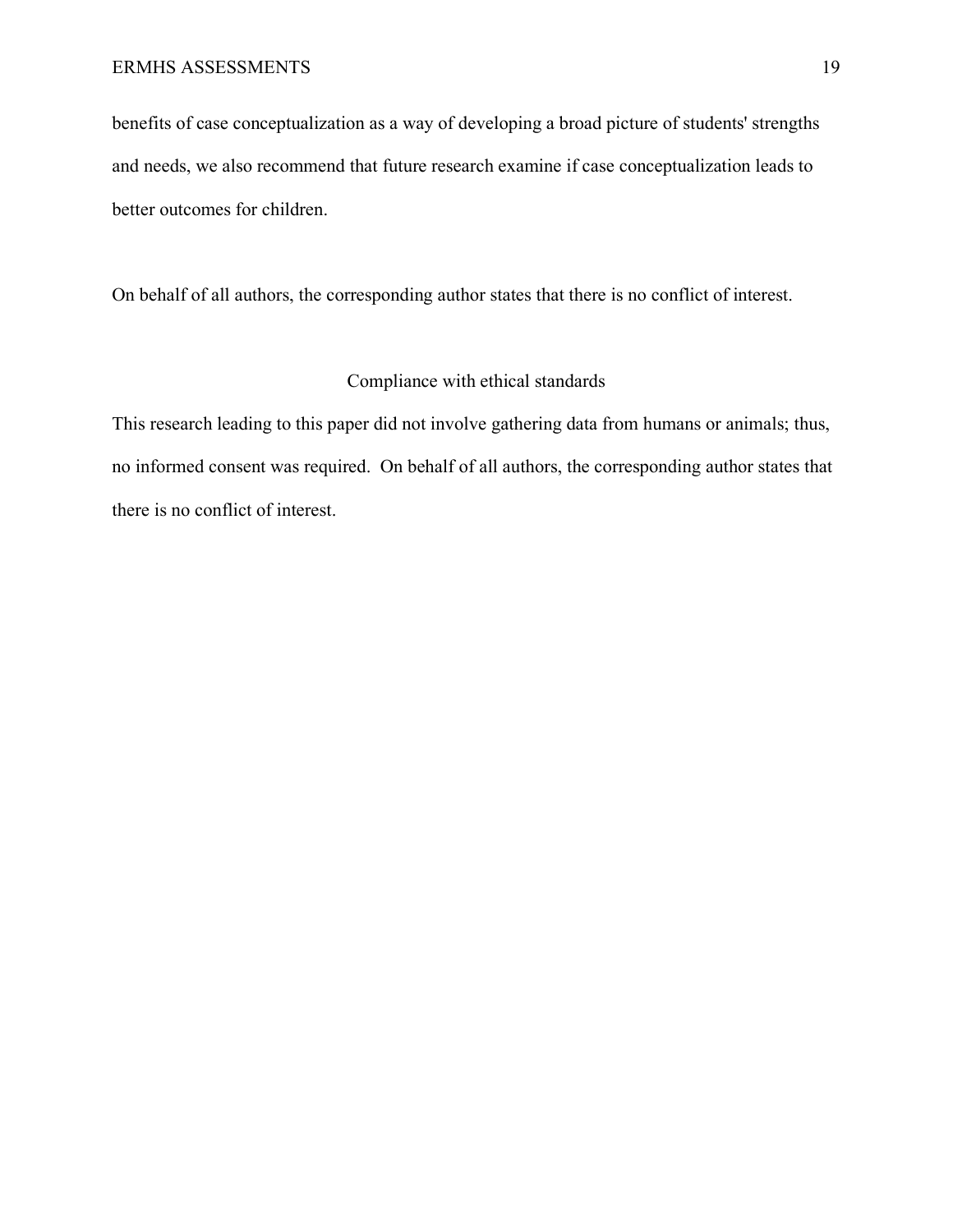benefits of case conceptualization as a way of developing a broad picture of students' strengths and needs, we also recommend that future research examine if case conceptualization leads to better outcomes for children.

On behalf of all authors, the corresponding author states that there is no conflict of interest.

## Compliance with ethical standards

This research leading to this paper did not involve gathering data from humans or animals; thus, no informed consent was required. On behalf of all authors, the corresponding author states that there is no conflict of interest.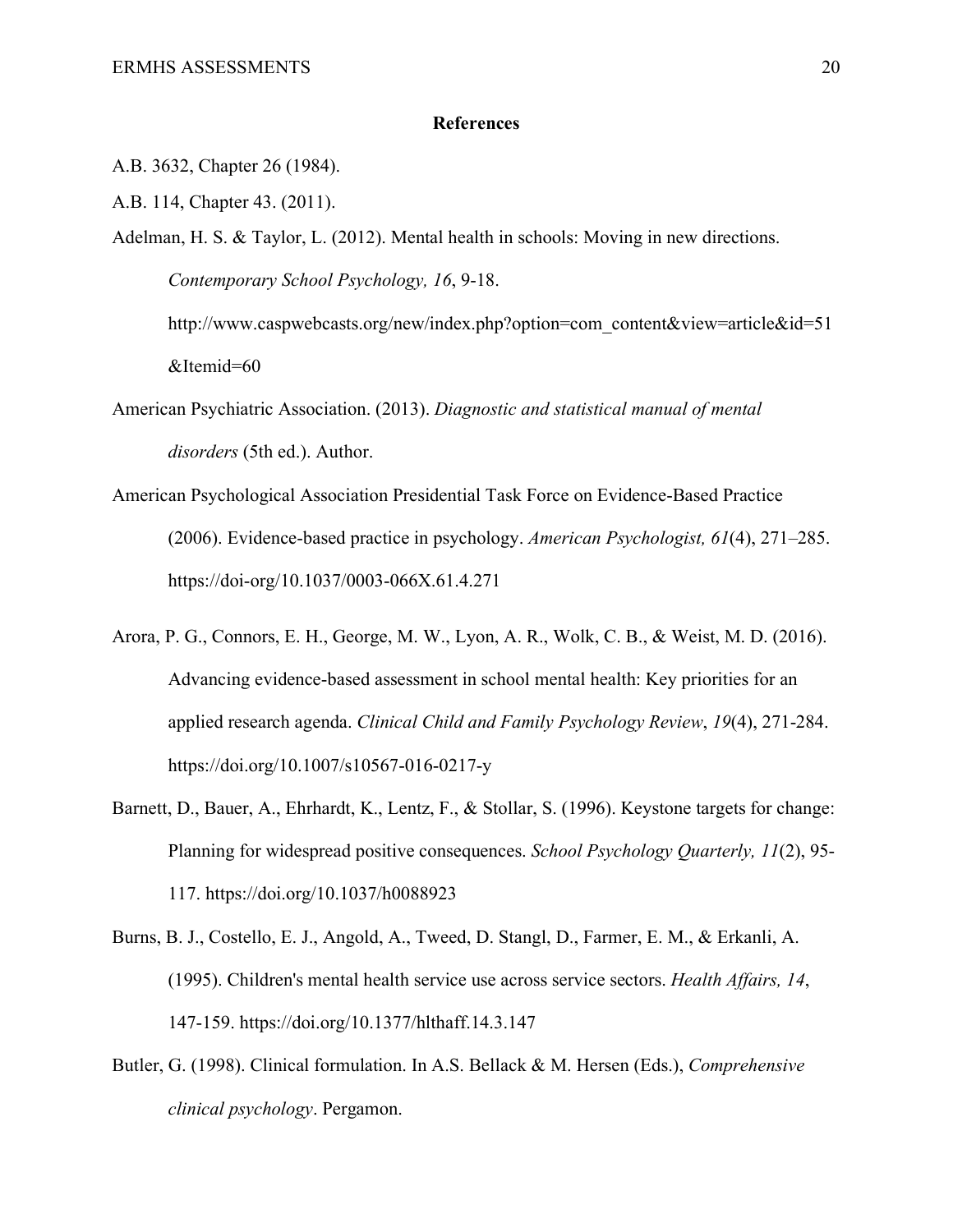## References

A.B. 3632, Chapter 26 (1984).

A.B. 114, Chapter 43. (2011).

Adelman, H. S. & Taylor, L. (2012). Mental health in schools: Moving in new directions. *Contemporary School Psychology, 16*, 9-18. http://www.caspwebcasts.org/new/index.php?option=com_content&view=article&id=51&Itemid=60

American Psychiatric Association. (2013). *Diagnostic and statistical manual of mental disorders* (5th ed.). Author.

American Psychological Association Presidential Task Force on Evidence-Based Practice (2006). Evidence-based practice in psychology. *American Psychologist, 61*(4), 271–285. https://doi-org/10.1037/0003-066X.61.4.271

Arora, P. G., Connors, E. H., George, M. W., Lyon, A. R., Wolk, C. B., & Weist, M. D. (2016). Advancing evidence-based assessment in school mental health: Key priorities for an applied research agenda. *Clinical Child and Family Psychology Review*, *19*(4), 271-284. https://doi.org/10.1007/s10567-016-0217-y

Barnett, D., Bauer, A., Ehrhardt, K., Lentz, F., & Stollar, S. (1996). Keystone targets for change: Planning for widespread positive consequences. *School Psychology Quarterly, 11*(2), 95-117. https://doi.org/10.1037/h0088923

Burns, B. J., Costello, E. J., Angold, A., Tweed, D. Stangl, D., Farmer, E. M., & Erkanli, A. (1995). Children's mental health service use across service sectors. *Health Affairs, 14*, 147-159. https://doi.org/10.1377/hlthaff.14.3.147

Butler, G. (1998). Clinical formulation. In A.S. Bellack & M. Hersen (Eds.), *Comprehensive clinical psychology*. Pergamon.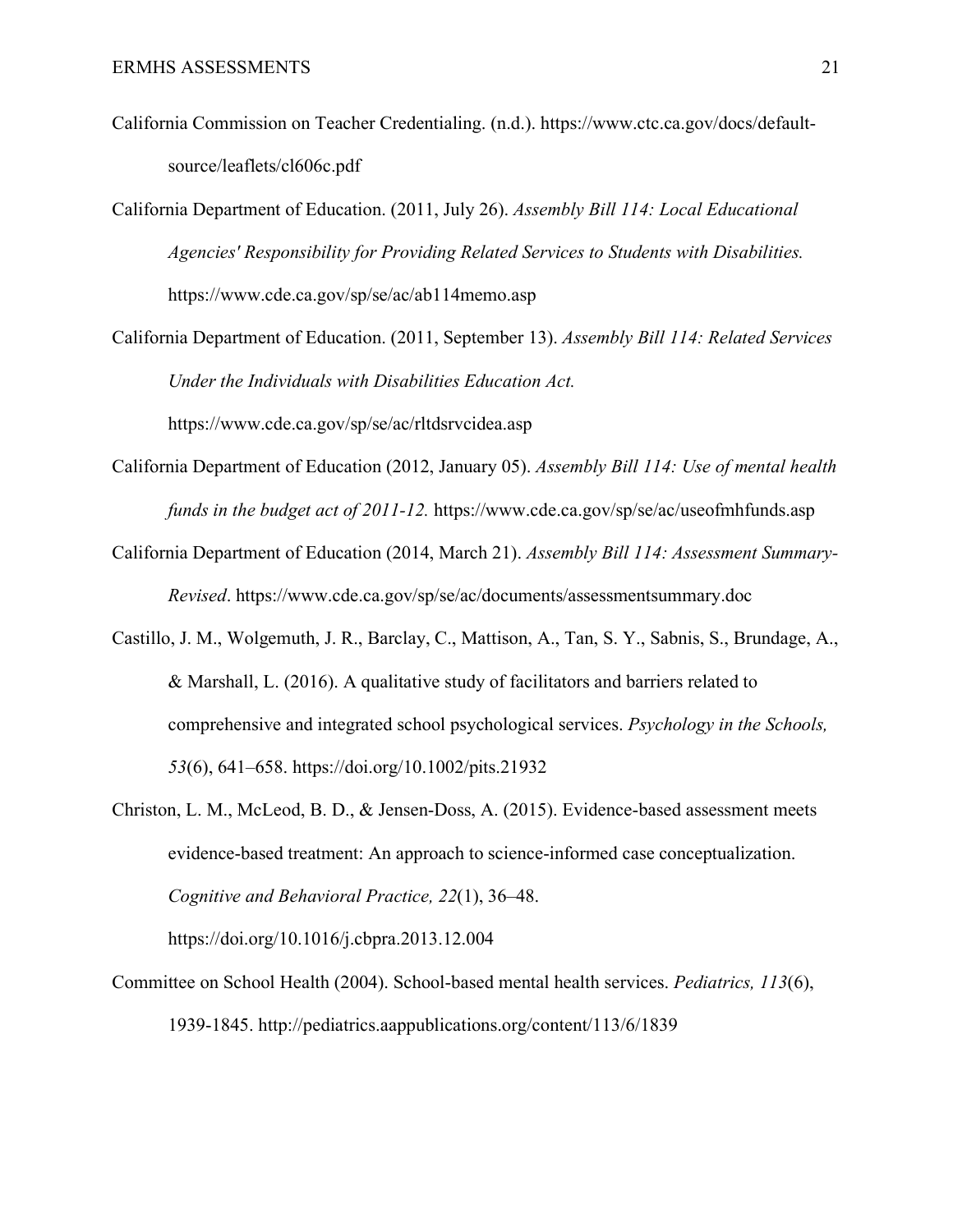California Commission on Teacher Credentialing. (n.d.). https://www.ctc.ca.gov/docs/default-source/leaflets/cl606c.pdf

California Department of Education. (2011, July 26). *Assembly Bill 114: Local Educational Agencies' Responsibility for Providing Related Services to Students with Disabilities.* https://www.cde.ca.gov/sp/se/ac/ab114memo.asp

California Department of Education. (2011, September 13). *Assembly Bill 114: Related Services Under the Individuals with Disabilities Education Act.* https://www.cde.ca.gov/sp/se/ac/rltdsrvcidea.asp

California Department of Education (2012, January 05). *Assembly Bill 114: Use of mental health funds in the budget act of 2011-12.* https://www.cde.ca.gov/sp/se/ac/useofmhfunds.asp

California Department of Education (2014, March 21). *Assembly Bill 114: Assessment Summary-Revised*. https://www.cde.ca.gov/sp/se/ac/documents/assessmentsummary.doc

Castillo, J. M., Wolgemuth, J. R., Barclay, C., Mattison, A., Tan, S. Y., Sabnis, S., Brundage, A., & Marshall, L. (2016). A qualitative study of facilitators and barriers related to comprehensive and integrated school psychological services. *Psychology in the Schools, 53*(6), 641–658. https://doi.org/10.1002/pits.21932

Christon, L. M., McLeod, B. D., & Jensen-Doss, A. (2015). Evidence-based assessment meets evidence-based treatment: An approach to science-informed case conceptualization. *Cognitive and Behavioral Practice, 22*(1), 36–48. https://doi.org/10.1016/j.cbpra.2013.12.004

Committee on School Health (2004). School-based mental health services. *Pediatrics, 113*(6), 1939-1845. http://pediatrics.aappublications.org/content/113/6/1839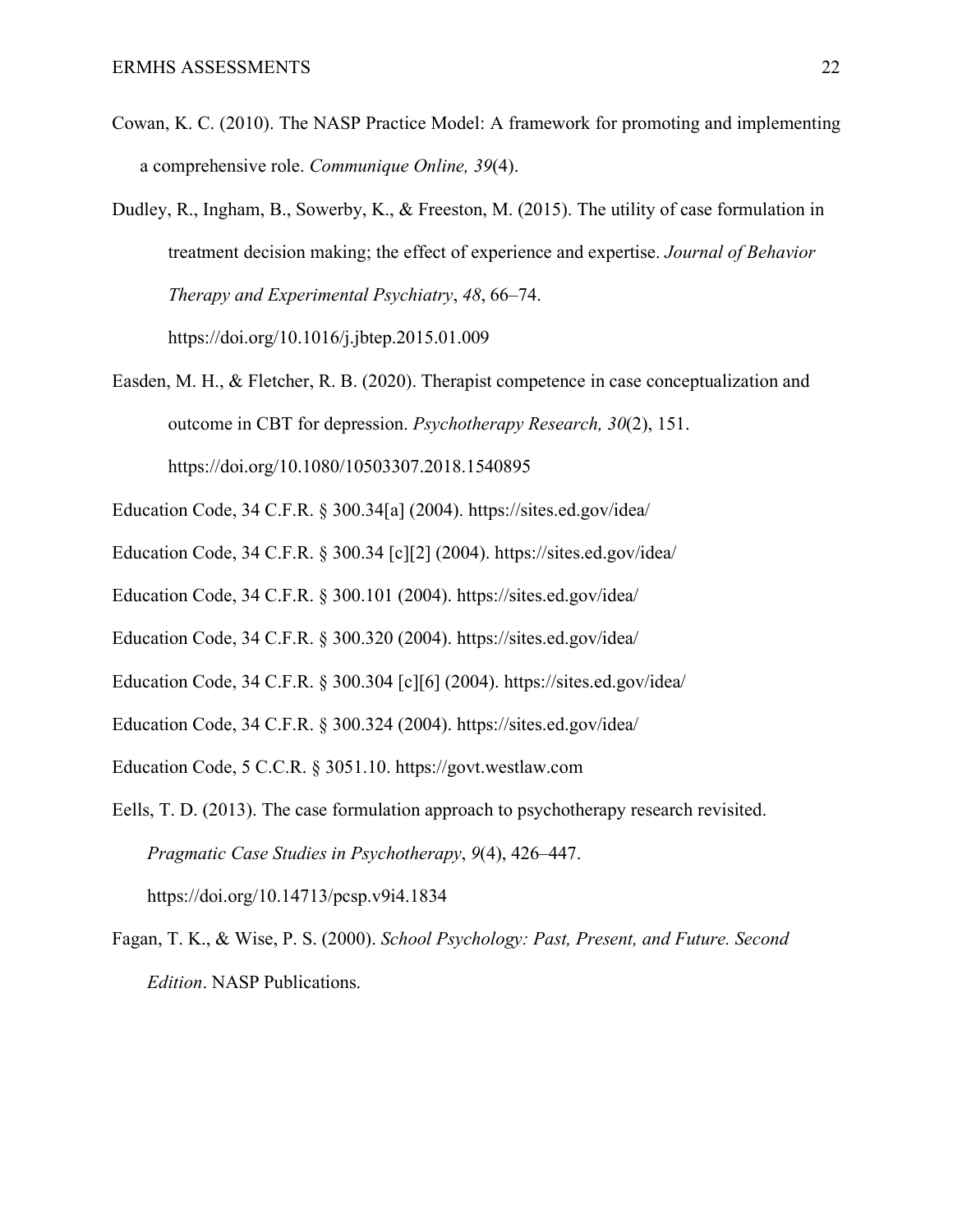Cowan, K. C. (2010). The NASP Practice Model: A framework for promoting and implementing a comprehensive role. *Communique Online, 39*(4).

Dudley, R., Ingham, B., Sowerby, K., & Freeston, M. (2015). The utility of case formulation in treatment decision making; the effect of experience and expertise. *Journal of Behavior Therapy and Experimental Psychiatry*, *48*, 66–74. https://doi.org/10.1016/j.jbtep.2015.01.009

Easden, M. H., & Fletcher, R. B. (2020). Therapist competence in case conceptualization and outcome in CBT for depression. *Psychotherapy Research, 30*(2), 151. https://doi.org/10.1080/10503307.2018.1540895

Education Code, 34 C.F.R. § 300.34[a] (2004). https://sites.ed.gov/idea/

Education Code, 34 C.F.R. § 300.34 [c][2] (2004). https://sites.ed.gov/idea/

Education Code, 34 C.F.R. § 300.101 (2004). https://sites.ed.gov/idea/

Education Code, 34 C.F.R. § 300.320 (2004). https://sites.ed.gov/idea/

Education Code, 34 C.F.R. § 300.304 [c][6] (2004). https://sites.ed.gov/idea/

Education Code, 34 C.F.R. § 300.324 (2004). https://sites.ed.gov/idea/

Education Code, 5 C.C.R. § 3051.10. https://govt.westlaw.com

Eells, T. D. (2013). The case formulation approach to psychotherapy research revisited. *Pragmatic Case Studies in Psychotherapy*, *9*(4), 426–447. https://doi.org/10.14713/pcsp.v9i4.1834

Fagan, T. K., & Wise, P. S. (2000). *School Psychology: Past, Present, and Future. Second Edition*. NASP Publications.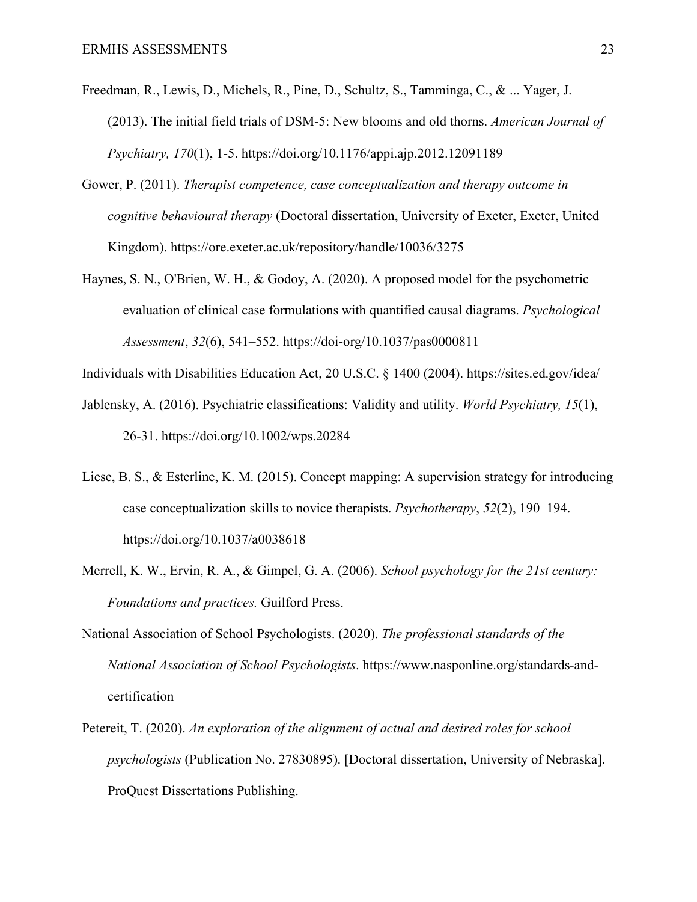Freedman, R., Lewis, D., Michels, R., Pine, D., Schultz, S., Tamminga, C., & ... Yager, J. (2013). The initial field trials of DSM-5: New blooms and old thorns. *American Journal of Psychiatry, 170*(1), 1-5. https://doi.org/10.1176/appi.ajp.2012.12091189

Gower, P. (2011). *Therapist competence, case conceptualization and therapy outcome in cognitive behavioural therapy* (Doctoral dissertation, University of Exeter, Exeter, United Kingdom). https://ore.exeter.ac.uk/repository/handle/10036/3275

Haynes, S. N., O'Brien, W. H., & Godoy, A. (2020). A proposed model for the psychometric evaluation of clinical case formulations with quantified causal diagrams. *Psychological Assessment*, *32*(6), 541–552. https://doi-org/10.1037/pas0000811

Individuals with Disabilities Education Act, 20 U.S.C. § 1400 (2004). https://sites.ed.gov/idea/

Jablensky, A. (2016). Psychiatric classifications: Validity and utility. *World Psychiatry, 15*(1), 26-31. https://doi.org/10.1002/wps.20284

Liese, B. S., & Esterline, K. M. (2015). Concept mapping: A supervision strategy for introducing case conceptualization skills to novice therapists. *Psychotherapy*, *52*(2), 190–194. https://doi.org/10.1037/a0038618

Merrell, K. W., Ervin, R. A., & Gimpel, G. A. (2006). *School psychology for the 21st century: Foundations and practices.* Guilford Press.

National Association of School Psychologists. (2020). *The professional standards of the National Association of School Psychologists*. https://www.nasponline.org/standards-and-certification

Petereit, T. (2020). *An exploration of the alignment of actual and desired roles for school psychologists* (Publication No. 27830895). [Doctoral dissertation, University of Nebraska]. ProQuest Dissertations Publishing.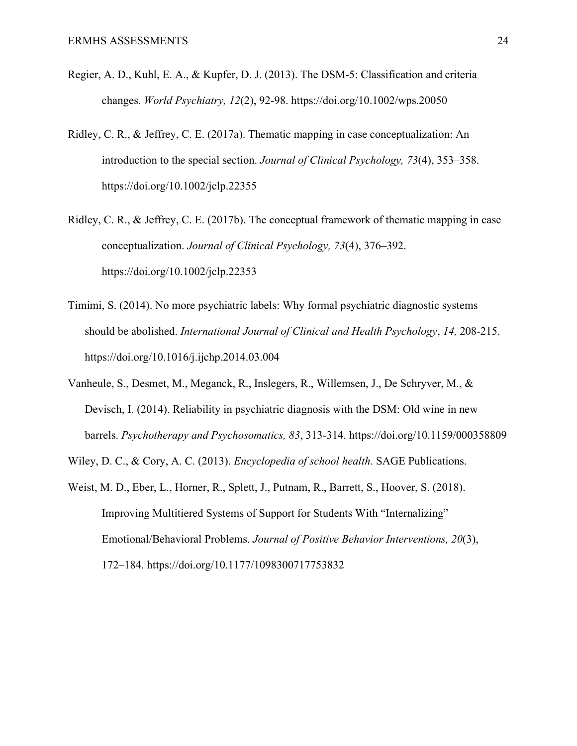Regier, A. D., Kuhl, E. A., & Kupfer, D. J. (2013). The DSM-5: Classification and criteria changes. *World Psychiatry, 12*(2), 92-98. https://doi.org/10.1002/wps.20050

Ridley, C. R., & Jeffrey, C. E. (2017a). Thematic mapping in case conceptualization: An introduction to the special section. *Journal of Clinical Psychology, 73*(4), 353–358. https://doi.org/10.1002/jclp.22355

Ridley, C. R., & Jeffrey, C. E. (2017b). The conceptual framework of thematic mapping in case conceptualization. *Journal of Clinical Psychology, 73*(4), 376–392. https://doi.org/10.1002/jclp.22353

Timimi, S. (2014). No more psychiatric labels: Why formal psychiatric diagnostic systems should be abolished. *International Journal of Clinical and Health Psychology*, *14,* 208-215. https://doi.org/10.1016/j.ijchp.2014.03.004

Vanheule, S., Desmet, M., Meganck, R., Inslegers, R., Willemsen, J., De Schryver, M., & Devisch, I. (2014). Reliability in psychiatric diagnosis with the DSM: Old wine in new barrels. *Psychotherapy and Psychosomatics, 83*, 313-314. https://doi.org/10.1159/000358809

Wiley, D. C., & Cory, A. C. (2013). *Encyclopedia of school health*. SAGE Publications.

Weist, M. D., Eber, L., Horner, R., Splett, J., Putnam, R., Barrett, S., Hoover, S. (2018). Improving Multitiered Systems of Support for Students With "Internalizing" Emotional/Behavioral Problems. *Journal of Positive Behavior Interventions, 20*(3), 172–184. https://doi.org/10.1177/1098300717753832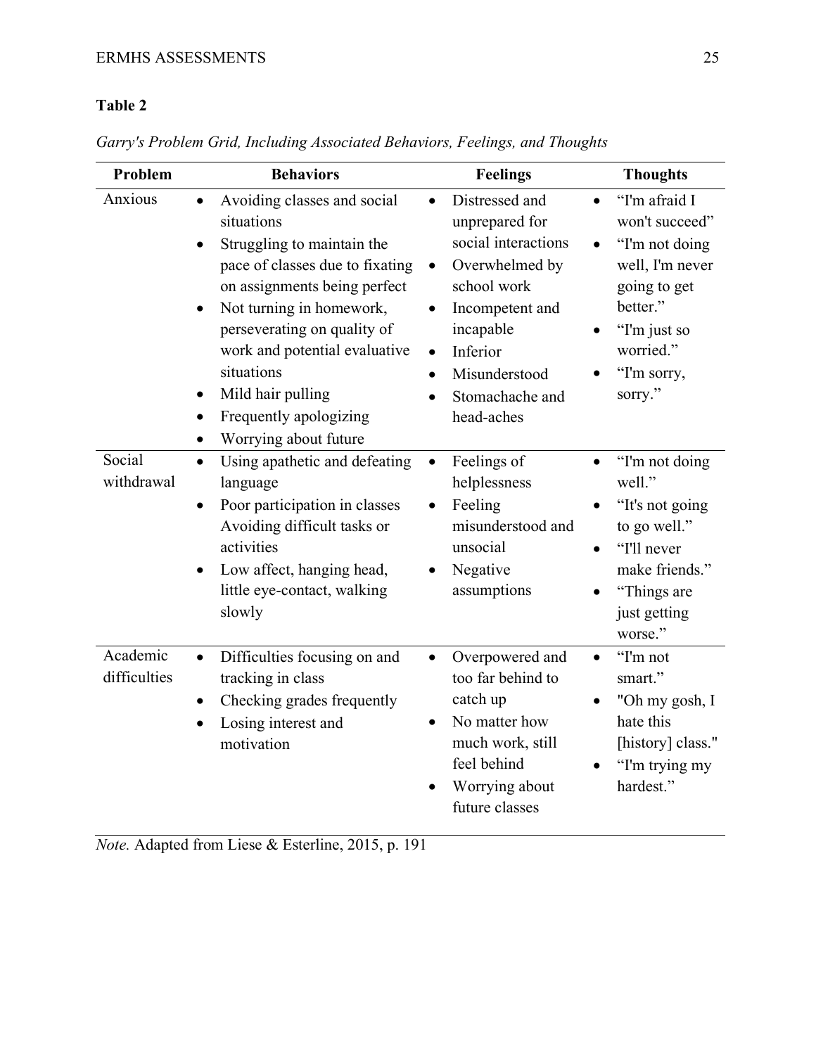**Table 2**

*Garry's Problem Grid, Including Associated Behaviors, Feelings, and Thoughts*

| Problem | Behaviors | Feelings | Thoughts |
|---|---|---|---|
| Anxious | • Avoiding classes and social situations<br>• Struggling to maintain the pace of classes due to fixating on assignments being perfect<br>• Not turning in homework, perseverating on quality of work and potential evaluative situations<br>• Mild hair pulling<br>• Frequently apologizing<br>• Worrying about future | • Distressed and unprepared for social interactions<br>• Overwhelmed by school work<br>• Incompetent and incapable<br>• Inferior<br>• Misunderstood<br>• Stomachache and head-aches | • "I'm afraid I won't succeed"<br>• "I'm not doing well, I'm never going to get better."<br>• "I'm just so worried."<br>• "I'm sorry, sorry." |
| Social withdrawal | • Using apathetic and defeating language<br>• Poor participation in classes Avoiding difficult tasks or activities<br>• Low affect, hanging head, little eye-contact, walking slowly | • Feelings of helplessness<br>• Feeling misunderstood and unsocial<br>• Negative assumptions | • "I'm not doing well."<br>• "It's not going to go well."<br>• "I'll never make friends."<br>• "Things are just getting worse." |
| Academic difficulties | • Difficulties focusing on and tracking in class<br>• Checking grades frequently<br>• Losing interest and motivation | • Overpowered and too far behind to catch up<br>• No matter how much work, still feel behind<br>• Worrying about future classes | • "I'm not smart."<br>• "Oh my gosh, I hate this [history] class."<br>• "I'm trying my hardest." |

*Note.* Adapted from Liese & Esterline, 2015, p. 191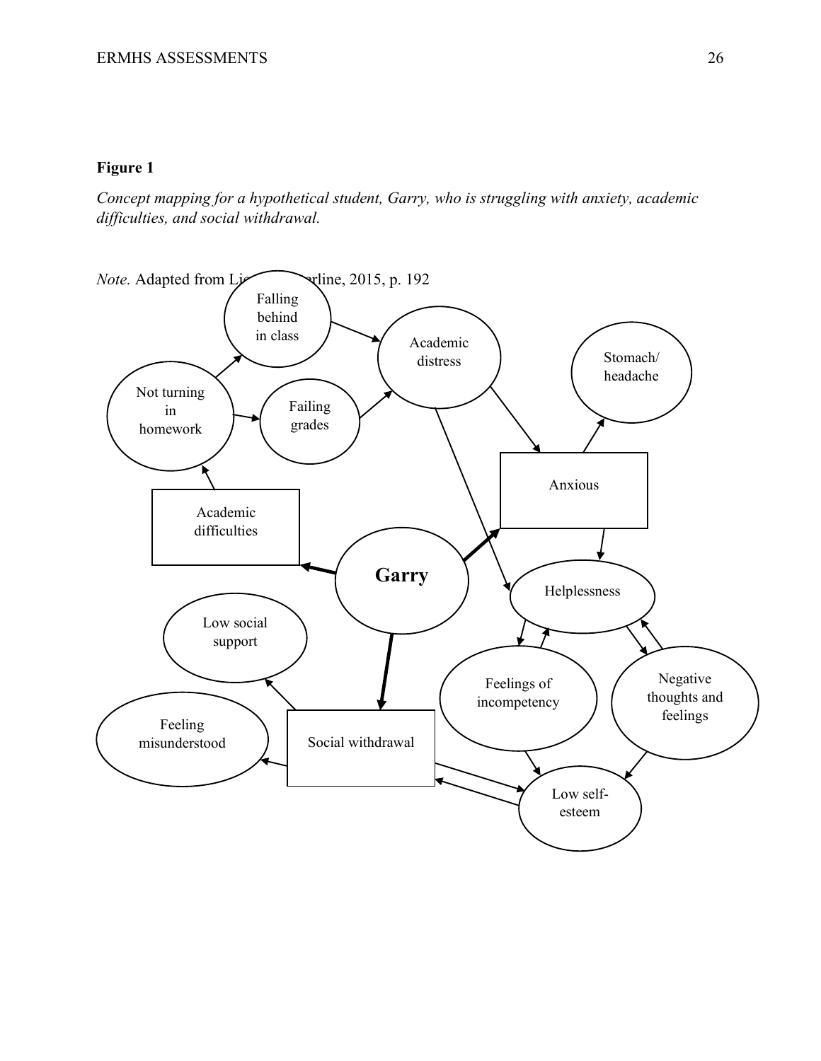**Figure 1**

*Concept mapping for a hypothetical student, Garry, who is struggling with anxiety, academic difficulties, and social withdrawal.*

*Note.* Adapted from Li... ...erline, 2015, p. 192

Falling behind in class

Academic distress

Stomach/ headache

Not turning in homework

Failing grades

Anxious

Academic difficulties

Garry

Helplessness

Low social support

Feelings of incompetency

Negative thoughts and feelings

Feeling misunderstood

Social withdrawal

Low self-esteem